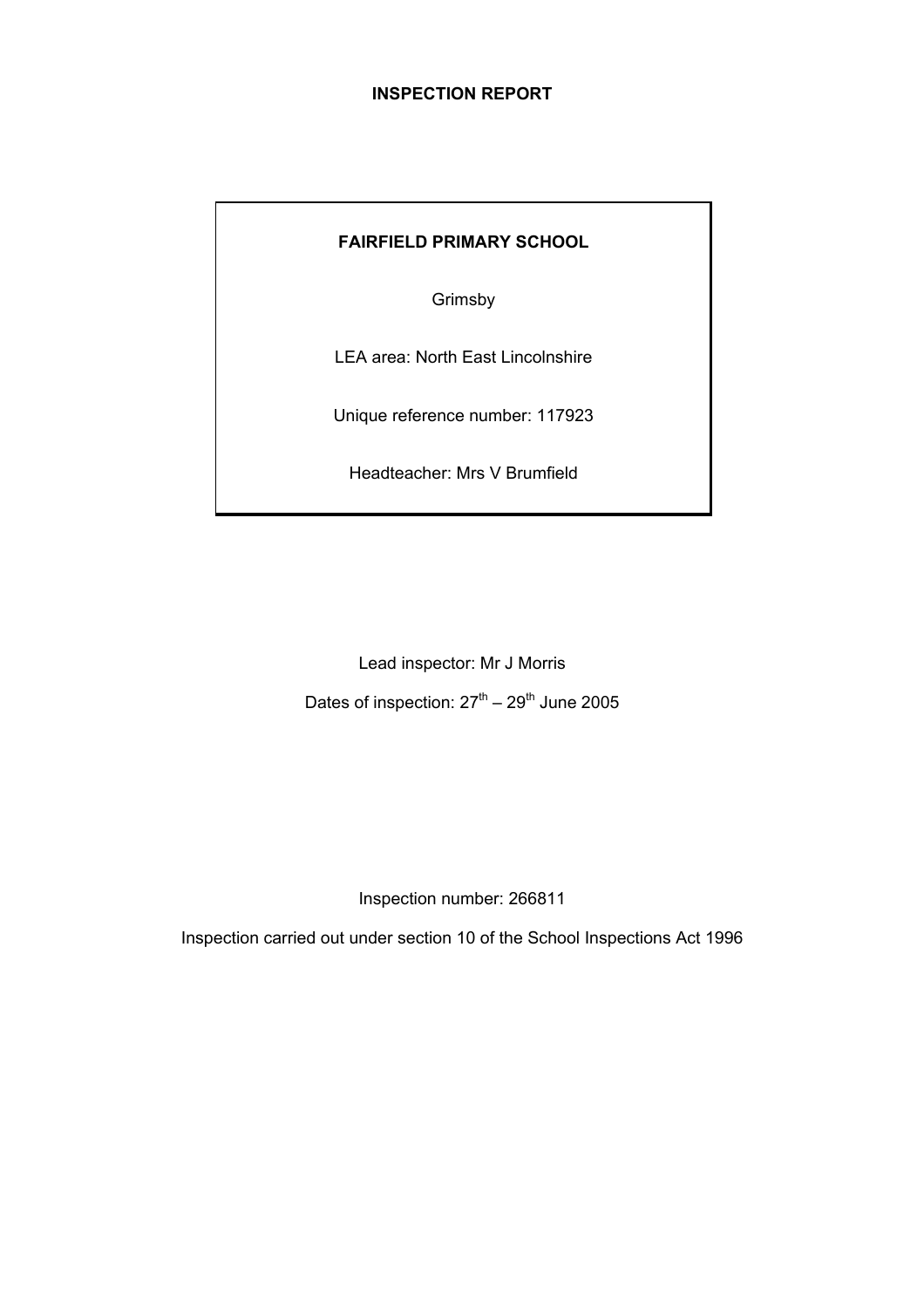# INSPECTION REPORT

**FAIRFIELD PRIMARY SCHOOL**

Grimsby

LEA area: North East Lincolnshire

Unique reference number: 117923

Headteacher: Mrs V Brumfield

Lead inspector: Mr J Morris

Dates of inspection: 27th – 29th June 2005

Inspection number: 266811

Inspection carried out under section 10 of the School Inspections Act 1996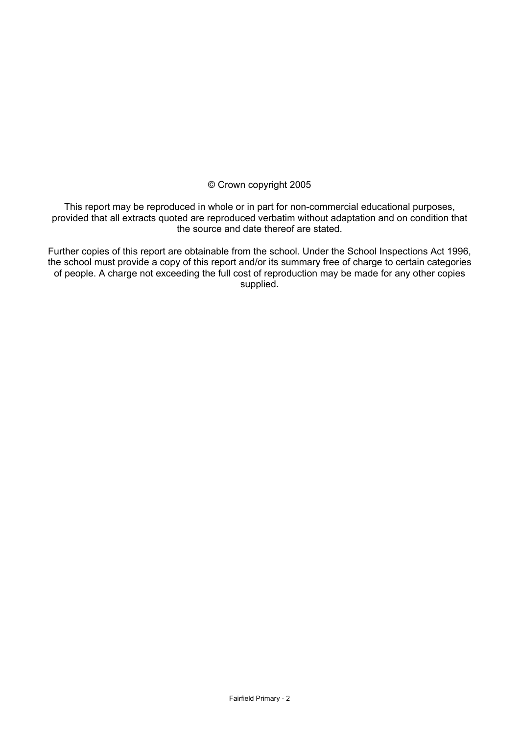© Crown copyright 2005

This report may be reproduced in whole or in part for non-commercial educational purposes, provided that all extracts quoted are reproduced verbatim without adaptation and on condition that the source and date thereof are stated.

Further copies of this report are obtainable from the school. Under the School Inspections Act 1996, the school must provide a copy of this report and/or its summary free of charge to certain categories of people. A charge not exceeding the full cost of reproduction may be made for any other copies supplied.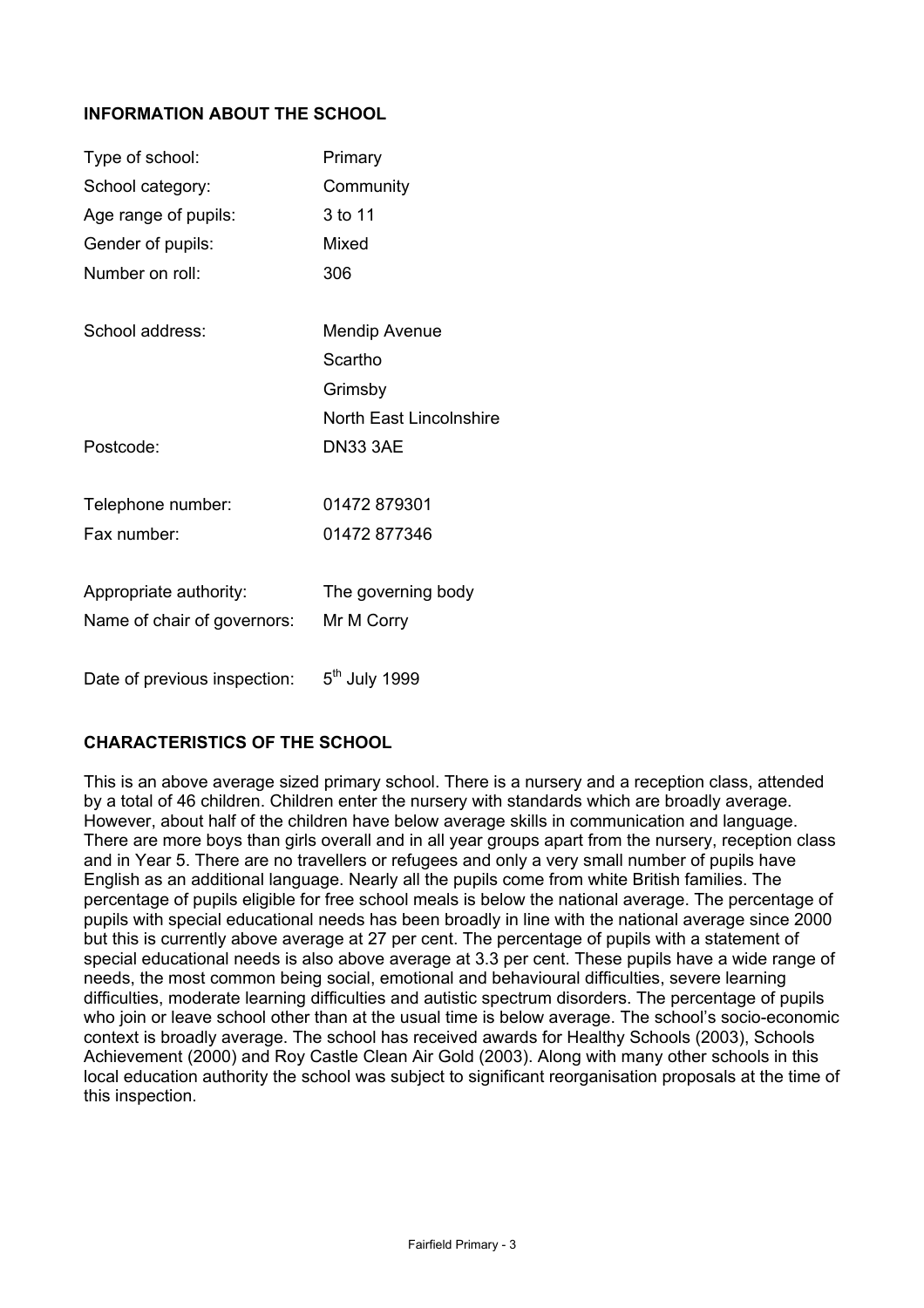## INFORMATION ABOUT THE SCHOOL

| | |
|---|---|
| Type of school: | Primary |
| School category: | Community |
| Age range of pupils: | 3 to 11 |
| Gender of pupils: | Mixed |
| Number on roll: | 306 |
| School address: | Mendip Avenue<br>Scartho<br>Grimsby<br>North East Lincolnshire |
| Postcode: | DN33 3AE |
| Telephone number: | 01472 879301 |
| Fax number: | 01472 877346 |
| Appropriate authority: | The governing body |
| Name of chair of governors: | Mr M Corry |
| Date of previous inspection: | 5th July 1999 |

## CHARACTERISTICS OF THE SCHOOL

This is an above average sized primary school. There is a nursery and a reception class, attended by a total of 46 children. Children enter the nursery with standards which are broadly average. However, about half of the children have below average skills in communication and language. There are more boys than girls overall and in all year groups apart from the nursery, reception class and in Year 5. There are no travellers or refugees and only a very small number of pupils have English as an additional language. Nearly all the pupils come from white British families. The percentage of pupils eligible for free school meals is below the national average. The percentage of pupils with special educational needs has been broadly in line with the national average since 2000 but this is currently above average at 27 per cent. The percentage of pupils with a statement of special educational needs is also above average at 3.3 per cent. These pupils have a wide range of needs, the most common being social, emotional and behavioural difficulties, severe learning difficulties, moderate learning difficulties and autistic spectrum disorders. The percentage of pupils who join or leave school other than at the usual time is below average. The school's socio-economic context is broadly average. The school has received awards for Healthy Schools (2003), Schools Achievement (2000) and Roy Castle Clean Air Gold (2003). Along with many other schools in this local education authority the school was subject to significant reorganisation proposals at the time of this inspection.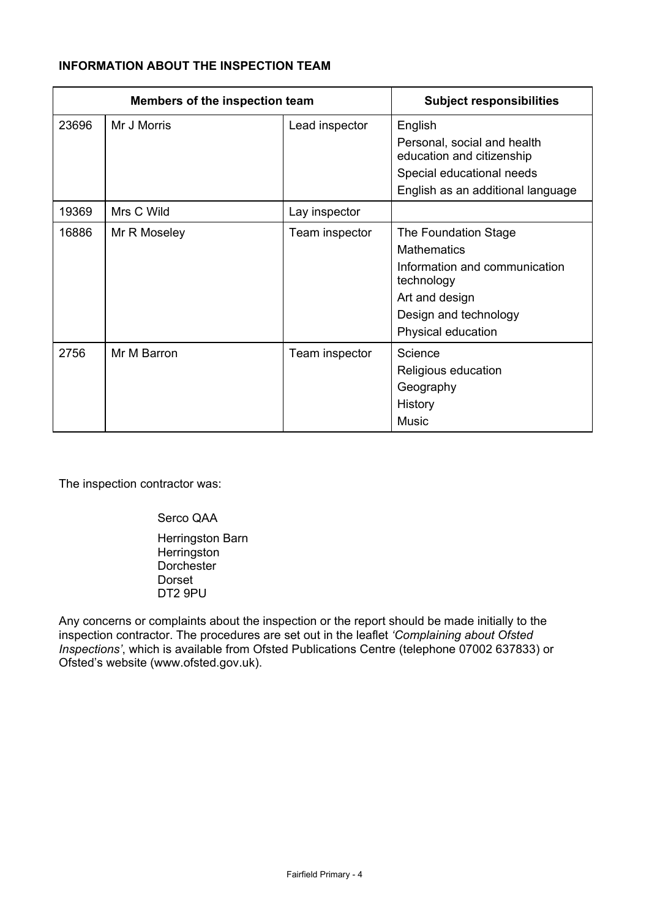**INFORMATION ABOUT THE INSPECTION TEAM**

| Members of the inspection team | | | Subject responsibilities |
| --- | --- | --- | --- |
| 23696 | Mr J Morris | Lead inspector | English<br>Personal, social and health education and citizenship<br>Special educational needs<br>English as an additional language |
| 19369 | Mrs C Wild | Lay inspector | |
| 16886 | Mr R Moseley | Team inspector | The Foundation Stage<br>Mathematics<br>Information and communication technology<br>Art and design<br>Design and technology<br>Physical education |
| 2756 | Mr M Barron | Team inspector | Science<br>Religious education<br>Geography<br>History<br>Music |

The inspection contractor was:

Serco QAA

Herringston Barn
Herringston
Dorchester
Dorset
DT2 9PU

Any concerns or complaints about the inspection or the report should be made initially to the inspection contractor. The procedures are set out in the leaflet *'Complaining about Ofsted Inspections'*, which is available from Ofsted Publications Centre (telephone 07002 637833) or Ofsted's website (www.ofsted.gov.uk).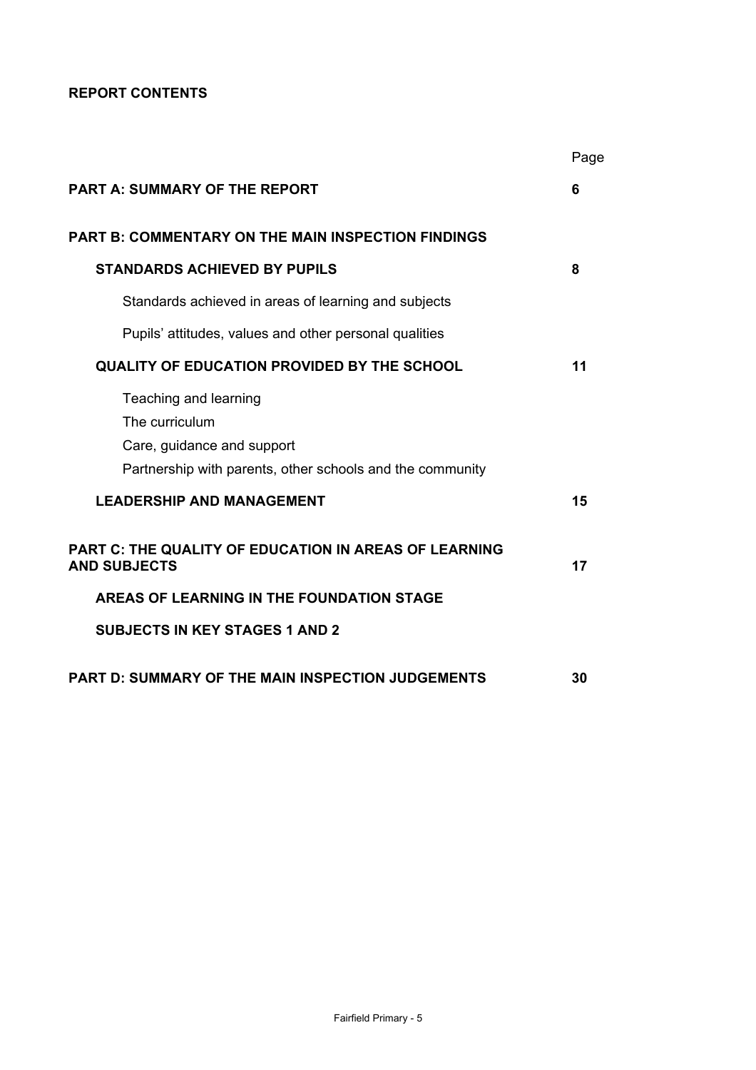**REPORT CONTENTS**

| | Page |
|---|---|
| **PART A: SUMMARY OF THE REPORT** | **6** |
| **PART B: COMMENTARY ON THE MAIN INSPECTION FINDINGS** | |
| **STANDARDS ACHIEVED BY PUPILS** | **8** |
| Standards achieved in areas of learning and subjects | |
| Pupils' attitudes, values and other personal qualities | |
| **QUALITY OF EDUCATION PROVIDED BY THE SCHOOL** | **11** |
| Teaching and learning | |
| The curriculum | |
| Care, guidance and support | |
| Partnership with parents, other schools and the community | |
| **LEADERSHIP AND MANAGEMENT** | **15** |
| **PART C: THE QUALITY OF EDUCATION IN AREAS OF LEARNING AND SUBJECTS** | **17** |
| **AREAS OF LEARNING IN THE FOUNDATION STAGE** | |
| **SUBJECTS IN KEY STAGES 1 AND 2** | |
| **PART D: SUMMARY OF THE MAIN INSPECTION JUDGEMENTS** | **30** |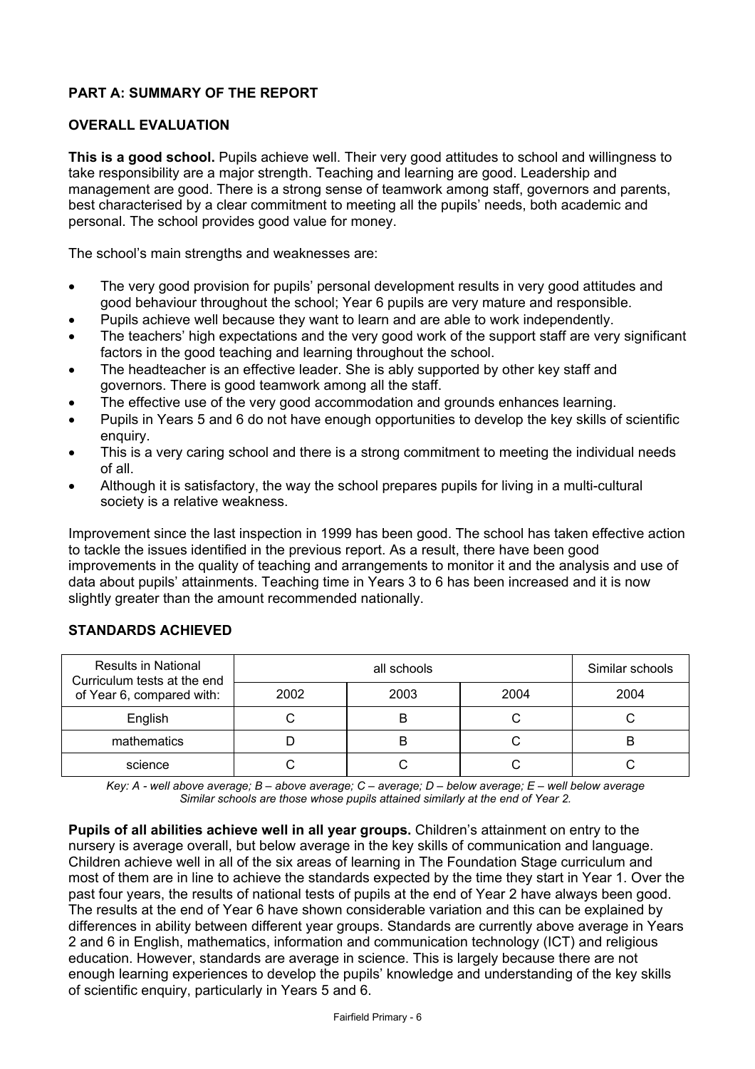## PART A: SUMMARY OF THE REPORT

### OVERALL EVALUATION

**This is a good school.** Pupils achieve well. Their very good attitudes to school and willingness to take responsibility are a major strength. Teaching and learning are good. Leadership and management are good. There is a strong sense of teamwork among staff, governors and parents, best characterised by a clear commitment to meeting all the pupils' needs, both academic and personal. The school provides good value for money.

The school's main strengths and weaknesses are:

- The very good provision for pupils' personal development results in very good attitudes and good behaviour throughout the school; Year 6 pupils are very mature and responsible.
- Pupils achieve well because they want to learn and are able to work independently.
- The teachers' high expectations and the very good work of the support staff are very significant factors in the good teaching and learning throughout the school.
- The headteacher is an effective leader. She is ably supported by other key staff and governors. There is good teamwork among all the staff.
- The effective use of the very good accommodation and grounds enhances learning.
- Pupils in Years 5 and 6 do not have enough opportunities to develop the key skills of scientific enquiry.
- This is a very caring school and there is a strong commitment to meeting the individual needs of all.
- Although it is satisfactory, the way the school prepares pupils for living in a multi-cultural society is a relative weakness.

Improvement since the last inspection in 1999 has been good. The school has taken effective action to tackle the issues identified in the previous report. As a result, there have been good improvements in the quality of teaching and arrangements to monitor it and the analysis and use of data about pupils' attainments. Teaching time in Years 3 to 6 has been increased and it is now slightly greater than the amount recommended nationally.

### STANDARDS ACHIEVED

| Results in National Curriculum tests at the end of Year 6, compared with: | all schools | | | Similar schools |
|---|---|---|---|---|
| | 2002 | 2003 | 2004 | 2004 |
| English | C | B | C | C |
| mathematics | D | B | C | B |
| science | C | C | C | C |

*Key: A - well above average; B – above average; C – average; D – below average; E – well below average*
*Similar schools are those whose pupils attained similarly at the end of Year 2.*

**Pupils of all abilities achieve well in all year groups.** Children's attainment on entry to the nursery is average overall, but below average in the key skills of communication and language. Children achieve well in all of the six areas of learning in The Foundation Stage curriculum and most of them are in line to achieve the standards expected by the time they start in Year 1. Over the past four years, the results of national tests of pupils at the end of Year 2 have always been good. The results at the end of Year 6 have shown considerable variation and this can be explained by differences in ability between different year groups. Standards are currently above average in Years 2 and 6 in English, mathematics, information and communication technology (ICT) and religious education. However, standards are average in science. This is largely because there are not enough learning experiences to develop the pupils' knowledge and understanding of the key skills of scientific enquiry, particularly in Years 5 and 6.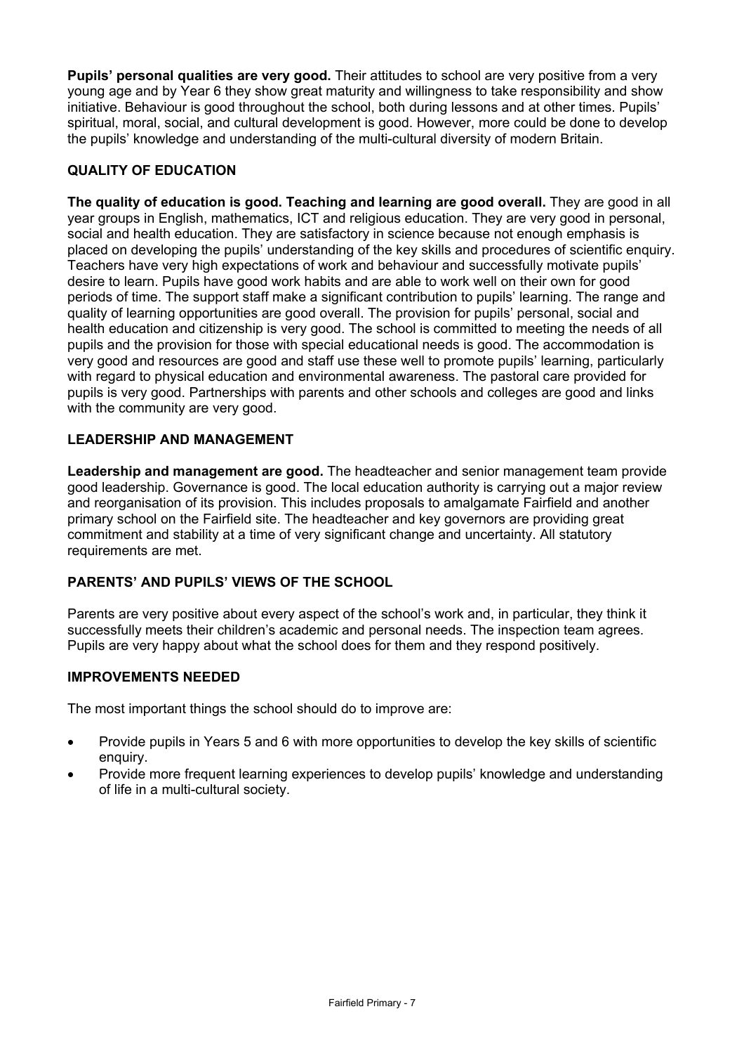**Pupils' personal qualities are very good.** Their attitudes to school are very positive from a very young age and by Year 6 they show great maturity and willingness to take responsibility and show initiative. Behaviour is good throughout the school, both during lessons and at other times. Pupils' spiritual, moral, social, and cultural development is good. However, more could be done to develop the pupils' knowledge and understanding of the multi-cultural diversity of modern Britain.

## QUALITY OF EDUCATION

**The quality of education is good. Teaching and learning are good overall.** They are good in all year groups in English, mathematics, ICT and religious education. They are very good in personal, social and health education. They are satisfactory in science because not enough emphasis is placed on developing the pupils' understanding of the key skills and procedures of scientific enquiry. Teachers have very high expectations of work and behaviour and successfully motivate pupils' desire to learn. Pupils have good work habits and are able to work well on their own for good periods of time. The support staff make a significant contribution to pupils' learning. The range and quality of learning opportunities are good overall. The provision for pupils' personal, social and health education and citizenship is very good. The school is committed to meeting the needs of all pupils and the provision for those with special educational needs is good. The accommodation is very good and resources are good and staff use these well to promote pupils' learning, particularly with regard to physical education and environmental awareness. The pastoral care provided for pupils is very good. Partnerships with parents and other schools and colleges are good and links with the community are very good.

## LEADERSHIP AND MANAGEMENT

**Leadership and management are good.** The headteacher and senior management team provide good leadership. Governance is good. The local education authority is carrying out a major review and reorganisation of its provision. This includes proposals to amalgamate Fairfield and another primary school on the Fairfield site. The headteacher and key governors are providing great commitment and stability at a time of very significant change and uncertainty. All statutory requirements are met.

## PARENTS' AND PUPILS' VIEWS OF THE SCHOOL

Parents are very positive about every aspect of the school's work and, in particular, they think it successfully meets their children's academic and personal needs. The inspection team agrees. Pupils are very happy about what the school does for them and they respond positively.

## IMPROVEMENTS NEEDED

The most important things the school should do to improve are:

- Provide pupils in Years 5 and 6 with more opportunities to develop the key skills of scientific enquiry.
- Provide more frequent learning experiences to develop pupils' knowledge and understanding of life in a multi-cultural society.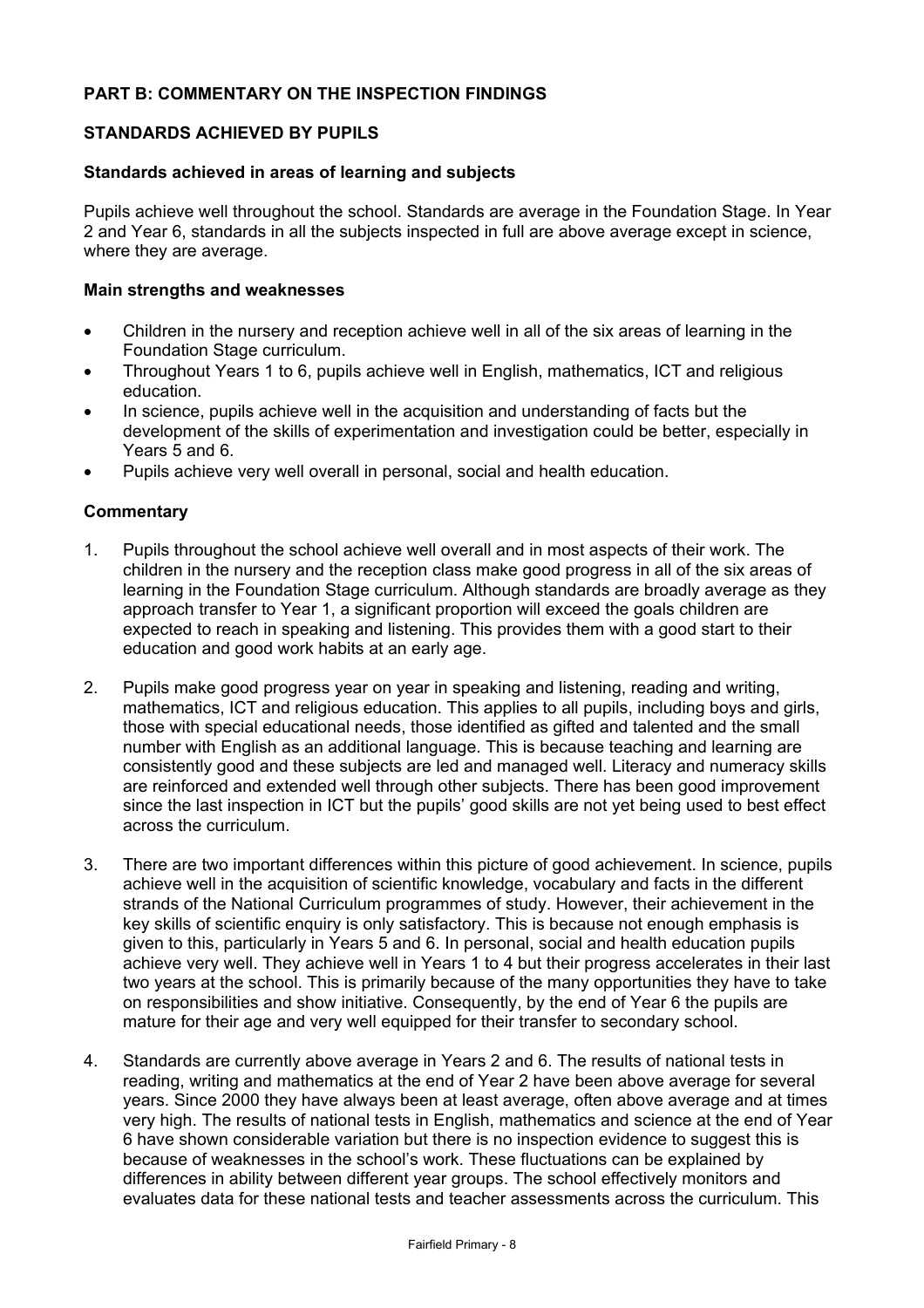## PART B: COMMENTARY ON THE INSPECTION FINDINGS

### STANDARDS ACHIEVED BY PUPILS

#### Standards achieved in areas of learning and subjects

Pupils achieve well throughout the school. Standards are average in the Foundation Stage. In Year 2 and Year 6, standards in all the subjects inspected in full are above average except in science, where they are average.

#### Main strengths and weaknesses

- Children in the nursery and reception achieve well in all of the six areas of learning in the Foundation Stage curriculum.
- Throughout Years 1 to 6, pupils achieve well in English, mathematics, ICT and religious education.
- In science, pupils achieve well in the acquisition and understanding of facts but the development of the skills of experimentation and investigation could be better, especially in Years 5 and 6.
- Pupils achieve very well overall in personal, social and health education.

#### Commentary

1. Pupils throughout the school achieve well overall and in most aspects of their work. The children in the nursery and the reception class make good progress in all of the six areas of learning in the Foundation Stage curriculum. Although standards are broadly average as they approach transfer to Year 1, a significant proportion will exceed the goals children are expected to reach in speaking and listening. This provides them with a good start to their education and good work habits at an early age.

2. Pupils make good progress year on year in speaking and listening, reading and writing, mathematics, ICT and religious education. This applies to all pupils, including boys and girls, those with special educational needs, those identified as gifted and talented and the small number with English as an additional language. This is because teaching and learning are consistently good and these subjects are led and managed well. Literacy and numeracy skills are reinforced and extended well through other subjects. There has been good improvement since the last inspection in ICT but the pupils' good skills are not yet being used to best effect across the curriculum.

3. There are two important differences within this picture of good achievement. In science, pupils achieve well in the acquisition of scientific knowledge, vocabulary and facts in the different strands of the National Curriculum programmes of study. However, their achievement in the key skills of scientific enquiry is only satisfactory. This is because not enough emphasis is given to this, particularly in Years 5 and 6. In personal, social and health education pupils achieve very well. They achieve well in Years 1 to 4 but their progress accelerates in their last two years at the school. This is primarily because of the many opportunities they have to take on responsibilities and show initiative. Consequently, by the end of Year 6 the pupils are mature for their age and very well equipped for their transfer to secondary school.

4. Standards are currently above average in Years 2 and 6. The results of national tests in reading, writing and mathematics at the end of Year 2 have been above average for several years. Since 2000 they have always been at least average, often above average and at times very high. The results of national tests in English, mathematics and science at the end of Year 6 have shown considerable variation but there is no inspection evidence to suggest this is because of weaknesses in the school's work. These fluctuations can be explained by differences in ability between different year groups. The school effectively monitors and evaluates data for these national tests and teacher assessments across the curriculum. This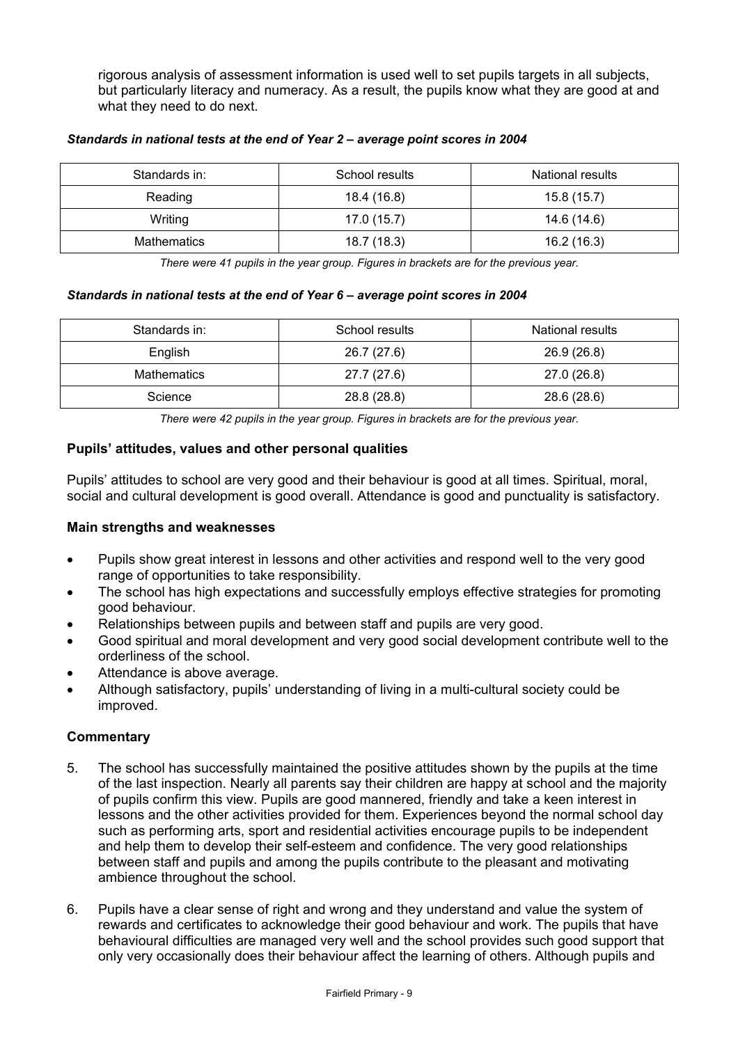rigorous analysis of assessment information is used well to set pupils targets in all subjects, but particularly literacy and numeracy. As a result, the pupils know what they are good at and what they need to do next.

***Standards in national tests at the end of Year 2 – average point scores in 2004***

| Standards in: | School results | National results |
|---|---|---|
| Reading | 18.4 (16.8) | 15.8 (15.7) |
| Writing | 17.0 (15.7) | 14.6 (14.6) |
| Mathematics | 18.7 (18.3) | 16.2 (16.3) |

*There were 41 pupils in the year group. Figures in brackets are for the previous year.*

***Standards in national tests at the end of Year 6 – average point scores in 2004***

| Standards in: | School results | National results |
|---|---|---|
| English | 26.7 (27.6) | 26.9 (26.8) |
| Mathematics | 27.7 (27.6) | 27.0 (26.8) |
| Science | 28.8 (28.8) | 28.6 (28.6) |

*There were 42 pupils in the year group. Figures in brackets are for the previous year.*

### Pupils' attitudes, values and other personal qualities

Pupils' attitudes to school are very good and their behaviour is good at all times. Spiritual, moral, social and cultural development is good overall. Attendance is good and punctuality is satisfactory.

### Main strengths and weaknesses

- Pupils show great interest in lessons and other activities and respond well to the very good range of opportunities to take responsibility.
- The school has high expectations and successfully employs effective strategies for promoting good behaviour.
- Relationships between pupils and between staff and pupils are very good.
- Good spiritual and moral development and very good social development contribute well to the orderliness of the school.
- Attendance is above average.
- Although satisfactory, pupils' understanding of living in a multi-cultural society could be improved.

### Commentary

5. The school has successfully maintained the positive attitudes shown by the pupils at the time of the last inspection. Nearly all parents say their children are happy at school and the majority of pupils confirm this view. Pupils are good mannered, friendly and take a keen interest in lessons and the other activities provided for them. Experiences beyond the normal school day such as performing arts, sport and residential activities encourage pupils to be independent and help them to develop their self-esteem and confidence. The very good relationships between staff and pupils and among the pupils contribute to the pleasant and motivating ambience throughout the school.

6. Pupils have a clear sense of right and wrong and they understand and value the system of rewards and certificates to acknowledge their good behaviour and work. The pupils that have behavioural difficulties are managed very well and the school provides such good support that only very occasionally does their behaviour affect the learning of others. Although pupils and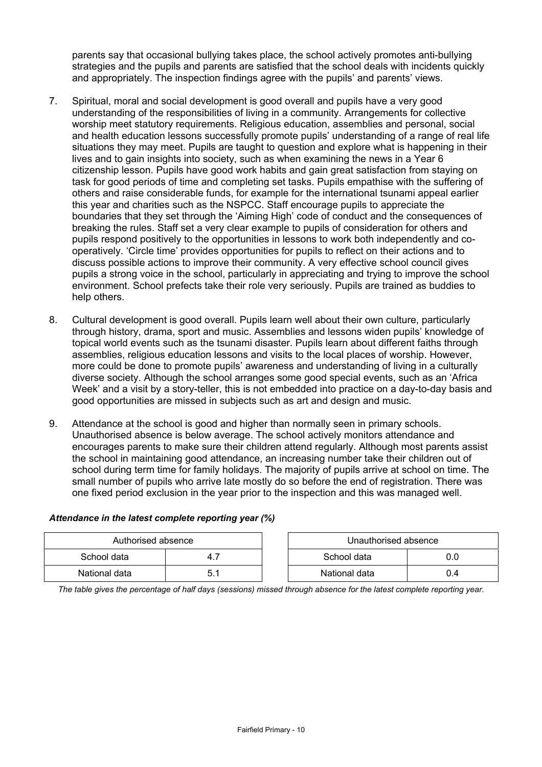parents say that occasional bullying takes place, the school actively promotes anti-bullying strategies and the pupils and parents are satisfied that the school deals with incidents quickly and appropriately. The inspection findings agree with the pupils' and parents' views.

7. Spiritual, moral and social development is good overall and pupils have a very good understanding of the responsibilities of living in a community. Arrangements for collective worship meet statutory requirements. Religious education, assemblies and personal, social and health education lessons successfully promote pupils' understanding of a range of real life situations they may meet. Pupils are taught to question and explore what is happening in their lives and to gain insights into society, such as when examining the news in a Year 6 citizenship lesson. Pupils have good work habits and gain great satisfaction from staying on task for good periods of time and completing set tasks. Pupils empathise with the suffering of others and raise considerable funds, for example for the international tsunami appeal earlier this year and charities such as the NSPCC. Staff encourage pupils to appreciate the boundaries that they set through the 'Aiming High' code of conduct and the consequences of breaking the rules. Staff set a very clear example to pupils of consideration for others and pupils respond positively to the opportunities in lessons to work both independently and co-operatively. 'Circle time' provides opportunities for pupils to reflect on their actions and to discuss possible actions to improve their community. A very effective school council gives pupils a strong voice in the school, particularly in appreciating and trying to improve the school environment. School prefects take their role very seriously. Pupils are trained as buddies to help others.

8. Cultural development is good overall. Pupils learn well about their own culture, particularly through history, drama, sport and music. Assemblies and lessons widen pupils' knowledge of topical world events such as the tsunami disaster. Pupils learn about different faiths through assemblies, religious education lessons and visits to the local places of worship. However, more could be done to promote pupils' awareness and understanding of living in a culturally diverse society. Although the school arranges some good special events, such as an 'Africa Week' and a visit by a story-teller, this is not embedded into practice on a day-to-day basis and good opportunities are missed in subjects such as art and design and music.

9. Attendance at the school is good and higher than normally seen in primary schools. Unauthorised absence is below average. The school actively monitors attendance and encourages parents to make sure their children attend regularly. Although most parents assist the school in maintaining good attendance, an increasing number take their children out of school during term time for family holidays. The majority of pupils arrive at school on time. The small number of pupils who arrive late mostly do so before the end of registration. There was one fixed period exclusion in the year prior to the inspection and this was managed well.

***Attendance in the latest complete reporting year (%)***

| Authorised absence | |
|---|---|
| School data | 4.7 |
| National data | 5.1 |

| Unauthorised absence | |
|---|---|
| School data | 0.0 |
| National data | 0.4 |

*The table gives the percentage of half days (sessions) missed through absence for the latest complete reporting year.*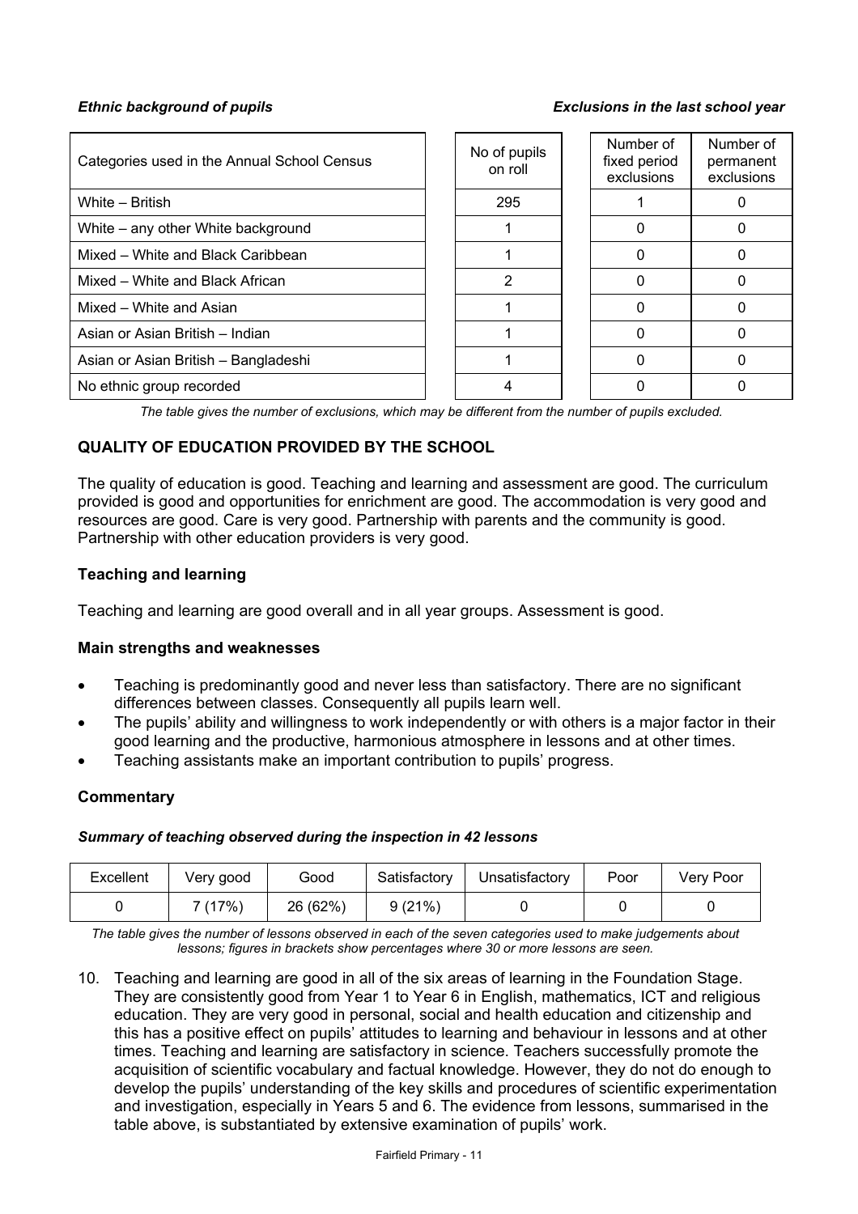*Ethnic background of pupils* *Exclusions in the last school year*

| Categories used in the Annual School Census | No of pupils on roll | Number of fixed period exclusions | Number of permanent exclusions |
| --- | --- | --- | --- |
| White – British | 295 | 1 | 0 |
| White – any other White background | 1 | 0 | 0 |
| Mixed – White and Black Caribbean | 1 | 0 | 0 |
| Mixed – White and Black African | 2 | 0 | 0 |
| Mixed – White and Asian | 1 | 0 | 0 |
| Asian or Asian British – Indian | 1 | 0 | 0 |
| Asian or Asian British – Bangladeshi | 1 | 0 | 0 |
| No ethnic group recorded | 4 | 0 | 0 |

*The table gives the number of exclusions, which may be different from the number of pupils excluded.*

## QUALITY OF EDUCATION PROVIDED BY THE SCHOOL

The quality of education is good. Teaching and learning and assessment are good. The curriculum provided is good and opportunities for enrichment are good. The accommodation is very good and resources are good. Care is very good. Partnership with parents and the community is good. Partnership with other education providers is very good.

### Teaching and learning

Teaching and learning are good overall and in all year groups. Assessment is good.

### Main strengths and weaknesses

- Teaching is predominantly good and never less than satisfactory. There are no significant differences between classes. Consequently all pupils learn well.
- The pupils' ability and willingness to work independently or with others is a major factor in their good learning and the productive, harmonious atmosphere in lessons and at other times.
- Teaching assistants make an important contribution to pupils' progress.

### Commentary

***Summary of teaching observed during the inspection in 42 lessons***

| Excellent | Very good | Good | Satisfactory | Unsatisfactory | Poor | Very Poor |
| --- | --- | --- | --- | --- | --- | --- |
| 0 | 7 (17%) | 26 (62%) | 9 (21%) | 0 | 0 | 0 |

*The table gives the number of lessons observed in each of the seven categories used to make judgements about lessons; figures in brackets show percentages where 30 or more lessons are seen.*

10. Teaching and learning are good in all of the six areas of learning in the Foundation Stage. They are consistently good from Year 1 to Year 6 in English, mathematics, ICT and religious education. They are very good in personal, social and health education and citizenship and this has a positive effect on pupils' attitudes to learning and behaviour in lessons and at other times. Teaching and learning are satisfactory in science. Teachers successfully promote the acquisition of scientific vocabulary and factual knowledge. However, they do not do enough to develop the pupils' understanding of the key skills and procedures of scientific experimentation and investigation, especially in Years 5 and 6. The evidence from lessons, summarised in the table above, is substantiated by extensive examination of pupils' work.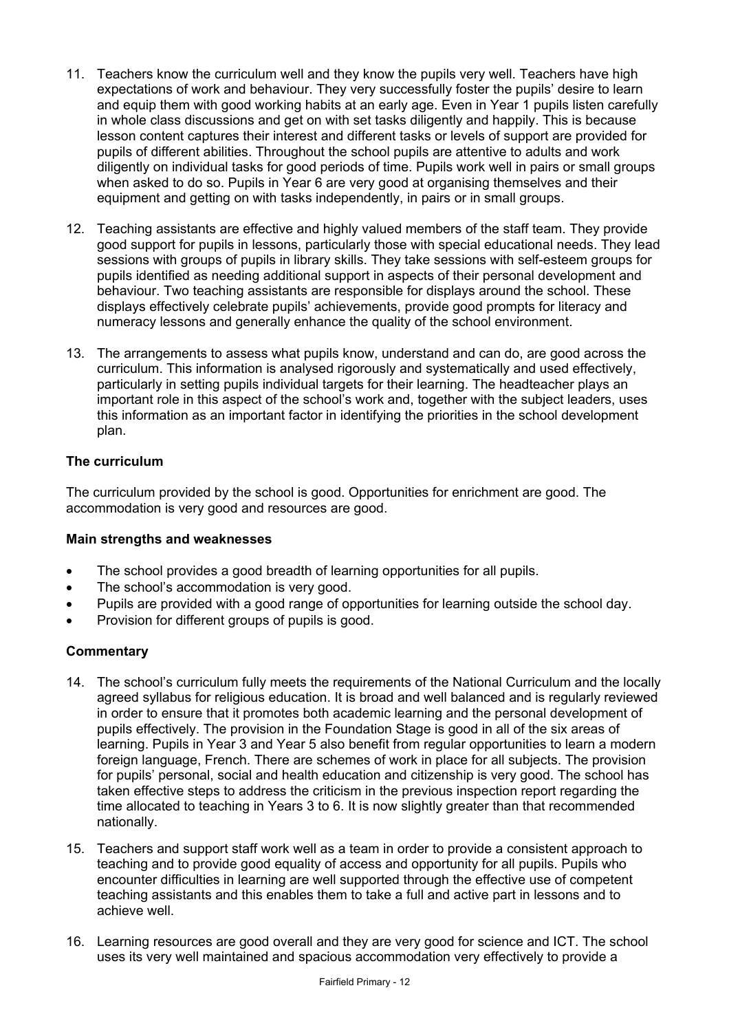11. Teachers know the curriculum well and they know the pupils very well. Teachers have high expectations of work and behaviour. They very successfully foster the pupils' desire to learn and equip them with good working habits at an early age. Even in Year 1 pupils listen carefully in whole class discussions and get on with set tasks diligently and happily. This is because lesson content captures their interest and different tasks or levels of support are provided for pupils of different abilities. Throughout the school pupils are attentive to adults and work diligently on individual tasks for good periods of time. Pupils work well in pairs or small groups when asked to do so. Pupils in Year 6 are very good at organising themselves and their equipment and getting on with tasks independently, in pairs or in small groups.

12. Teaching assistants are effective and highly valued members of the staff team. They provide good support for pupils in lessons, particularly those with special educational needs. They lead sessions with groups of pupils in library skills. They take sessions with self-esteem groups for pupils identified as needing additional support in aspects of their personal development and behaviour. Two teaching assistants are responsible for displays around the school. These displays effectively celebrate pupils' achievements, provide good prompts for literacy and numeracy lessons and generally enhance the quality of the school environment.

13. The arrangements to assess what pupils know, understand and can do, are good across the curriculum. This information is analysed rigorously and systematically and used effectively, particularly in setting pupils individual targets for their learning. The headteacher plays an important role in this aspect of the school's work and, together with the subject leaders, uses this information as an important factor in identifying the priorities in the school development plan.

### The curriculum

The curriculum provided by the school is good. Opportunities for enrichment are good. The accommodation is very good and resources are good.

#### Main strengths and weaknesses

- The school provides a good breadth of learning opportunities for all pupils.
- The school's accommodation is very good.
- Pupils are provided with a good range of opportunities for learning outside the school day.
- Provision for different groups of pupils is good.

#### Commentary

14. The school's curriculum fully meets the requirements of the National Curriculum and the locally agreed syllabus for religious education. It is broad and well balanced and is regularly reviewed in order to ensure that it promotes both academic learning and the personal development of pupils effectively. The provision in the Foundation Stage is good in all of the six areas of learning. Pupils in Year 3 and Year 5 also benefit from regular opportunities to learn a modern foreign language, French. There are schemes of work in place for all subjects. The provision for pupils' personal, social and health education and citizenship is very good. The school has taken effective steps to address the criticism in the previous inspection report regarding the time allocated to teaching in Years 3 to 6. It is now slightly greater than that recommended nationally.

15. Teachers and support staff work well as a team in order to provide a consistent approach to teaching and to provide good equality of access and opportunity for all pupils. Pupils who encounter difficulties in learning are well supported through the effective use of competent teaching assistants and this enables them to take a full and active part in lessons and to achieve well.

16. Learning resources are good overall and they are very good for science and ICT. The school uses its very well maintained and spacious accommodation very effectively to provide a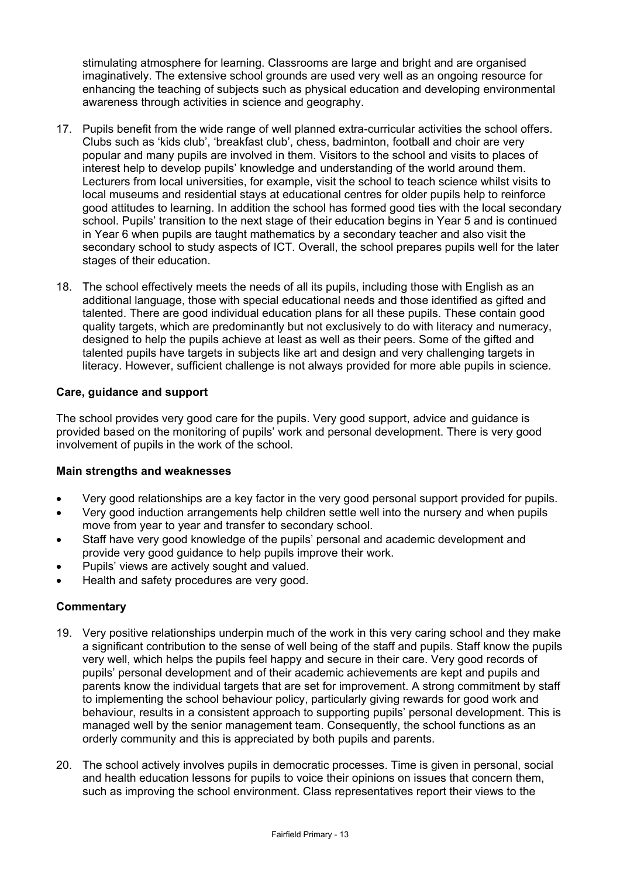stimulating atmosphere for learning. Classrooms are large and bright and are organised imaginatively. The extensive school grounds are used very well as an ongoing resource for enhancing the teaching of subjects such as physical education and developing environmental awareness through activities in science and geography.

17. Pupils benefit from the wide range of well planned extra-curricular activities the school offers. Clubs such as 'kids club', 'breakfast club', chess, badminton, football and choir are very popular and many pupils are involved in them. Visitors to the school and visits to places of interest help to develop pupils' knowledge and understanding of the world around them. Lecturers from local universities, for example, visit the school to teach science whilst visits to local museums and residential stays at educational centres for older pupils help to reinforce good attitudes to learning. In addition the school has formed good ties with the local secondary school. Pupils' transition to the next stage of their education begins in Year 5 and is continued in Year 6 when pupils are taught mathematics by a secondary teacher and also visit the secondary school to study aspects of ICT. Overall, the school prepares pupils well for the later stages of their education.

18. The school effectively meets the needs of all its pupils, including those with English as an additional language, those with special educational needs and those identified as gifted and talented. There are good individual education plans for all these pupils. These contain good quality targets, which are predominantly but not exclusively to do with literacy and numeracy, designed to help the pupils achieve at least as well as their peers. Some of the gifted and talented pupils have targets in subjects like art and design and very challenging targets in literacy. However, sufficient challenge is not always provided for more able pupils in science.

### Care, guidance and support

The school provides very good care for the pupils. Very good support, advice and guidance is provided based on the monitoring of pupils' work and personal development. There is very good involvement of pupils in the work of the school.

### Main strengths and weaknesses

- Very good relationships are a key factor in the very good personal support provided for pupils.
- Very good induction arrangements help children settle well into the nursery and when pupils move from year to year and transfer to secondary school.
- Staff have very good knowledge of the pupils' personal and academic development and provide very good guidance to help pupils improve their work.
- Pupils' views are actively sought and valued.
- Health and safety procedures are very good.

### Commentary

19. Very positive relationships underpin much of the work in this very caring school and they make a significant contribution to the sense of well being of the staff and pupils. Staff know the pupils very well, which helps the pupils feel happy and secure in their care. Very good records of pupils' personal development and of their academic achievements are kept and pupils and parents know the individual targets that are set for improvement. A strong commitment by staff to implementing the school behaviour policy, particularly giving rewards for good work and behaviour, results in a consistent approach to supporting pupils' personal development. This is managed well by the senior management team. Consequently, the school functions as an orderly community and this is appreciated by both pupils and parents.

20. The school actively involves pupils in democratic processes. Time is given in personal, social and health education lessons for pupils to voice their opinions on issues that concern them, such as improving the school environment. Class representatives report their views to the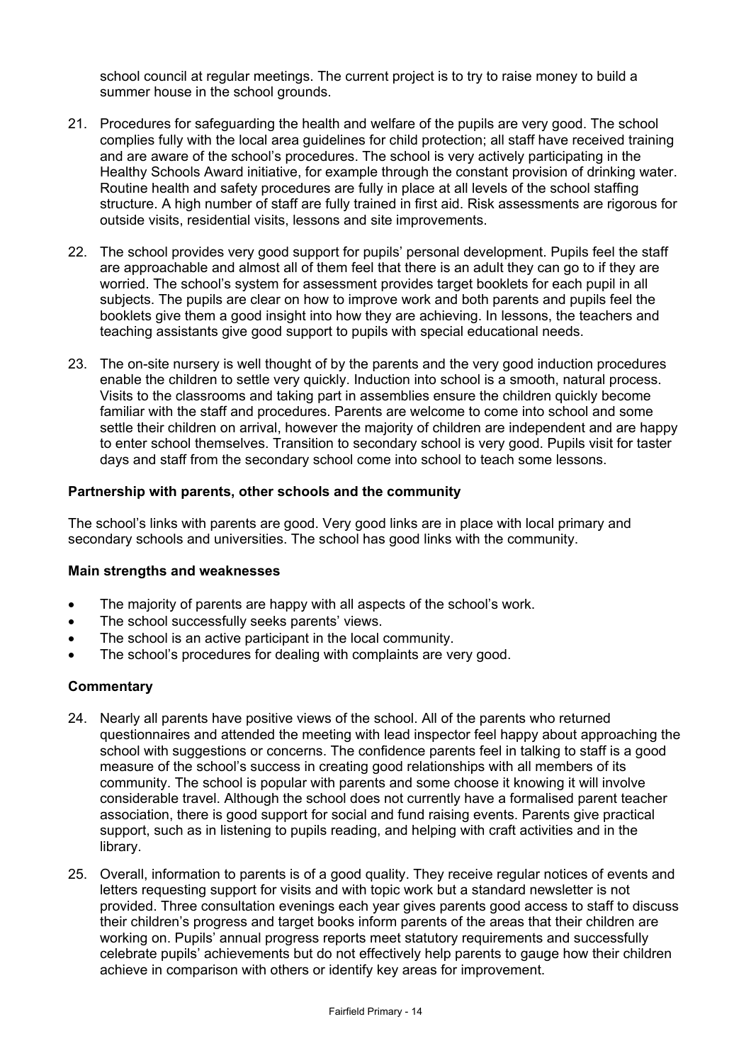school council at regular meetings. The current project is to try to raise money to build a summer house in the school grounds.

21. Procedures for safeguarding the health and welfare of the pupils are very good. The school complies fully with the local area guidelines for child protection; all staff have received training and are aware of the school's procedures. The school is very actively participating in the Healthy Schools Award initiative, for example through the constant provision of drinking water. Routine health and safety procedures are fully in place at all levels of the school staffing structure. A high number of staff are fully trained in first aid. Risk assessments are rigorous for outside visits, residential visits, lessons and site improvements.

22. The school provides very good support for pupils' personal development. Pupils feel the staff are approachable and almost all of them feel that there is an adult they can go to if they are worried. The school's system for assessment provides target booklets for each pupil in all subjects. The pupils are clear on how to improve work and both parents and pupils feel the booklets give them a good insight into how they are achieving. In lessons, the teachers and teaching assistants give good support to pupils with special educational needs.

23. The on-site nursery is well thought of by the parents and the very good induction procedures enable the children to settle very quickly. Induction into school is a smooth, natural process. Visits to the classrooms and taking part in assemblies ensure the children quickly become familiar with the staff and procedures. Parents are welcome to come into school and some settle their children on arrival, however the majority of children are independent and are happy to enter school themselves. Transition to secondary school is very good. Pupils visit for taster days and staff from the secondary school come into school to teach some lessons.

### Partnership with parents, other schools and the community

The school's links with parents are good. Very good links are in place with local primary and secondary schools and universities. The school has good links with the community.

#### Main strengths and weaknesses

- The majority of parents are happy with all aspects of the school's work.
- The school successfully seeks parents' views.
- The school is an active participant in the local community.
- The school's procedures for dealing with complaints are very good.

#### Commentary

24. Nearly all parents have positive views of the school. All of the parents who returned questionnaires and attended the meeting with lead inspector feel happy about approaching the school with suggestions or concerns. The confidence parents feel in talking to staff is a good measure of the school's success in creating good relationships with all members of its community. The school is popular with parents and some choose it knowing it will involve considerable travel. Although the school does not currently have a formalised parent teacher association, there is good support for social and fund raising events. Parents give practical support, such as in listening to pupils reading, and helping with craft activities and in the library.

25. Overall, information to parents is of a good quality. They receive regular notices of events and letters requesting support for visits and with topic work but a standard newsletter is not provided. Three consultation evenings each year gives parents good access to staff to discuss their children's progress and target books inform parents of the areas that their children are working on. Pupils' annual progress reports meet statutory requirements and successfully celebrate pupils' achievements but do not effectively help parents to gauge how their children achieve in comparison with others or identify key areas for improvement.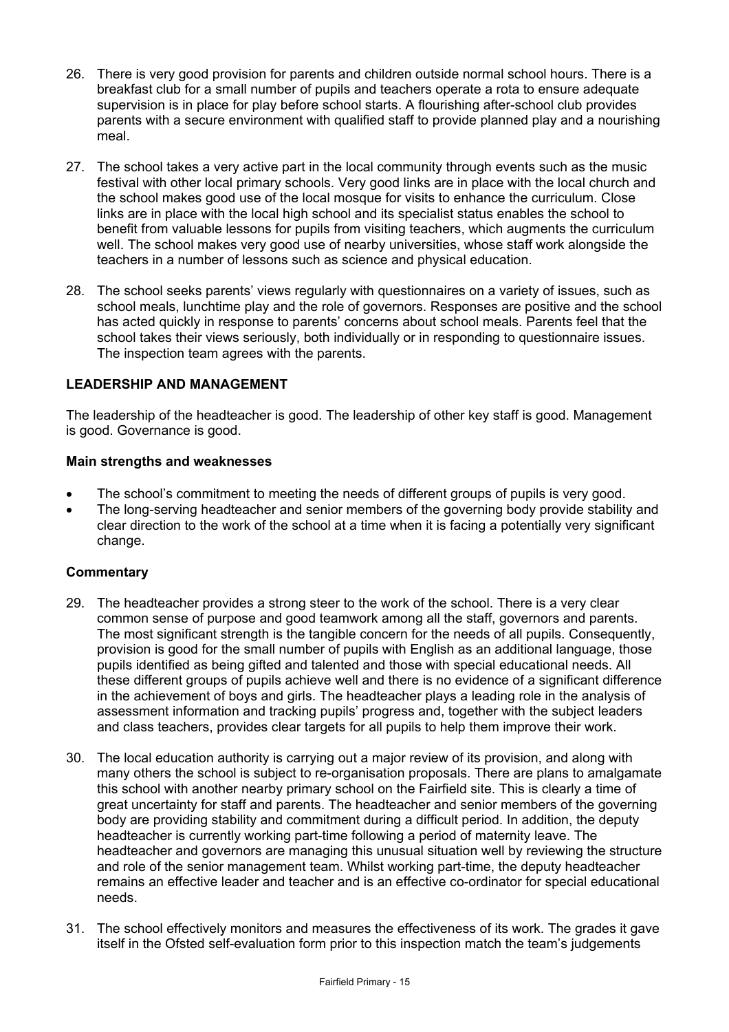26. There is very good provision for parents and children outside normal school hours. There is a breakfast club for a small number of pupils and teachers operate a rota to ensure adequate supervision is in place for play before school starts. A flourishing after-school club provides parents with a secure environment with qualified staff to provide planned play and a nourishing meal.

27. The school takes a very active part in the local community through events such as the music festival with other local primary schools. Very good links are in place with the local church and the school makes good use of the local mosque for visits to enhance the curriculum. Close links are in place with the local high school and its specialist status enables the school to benefit from valuable lessons for pupils from visiting teachers, which augments the curriculum well. The school makes very good use of nearby universities, whose staff work alongside the teachers in a number of lessons such as science and physical education.

28. The school seeks parents' views regularly with questionnaires on a variety of issues, such as school meals, lunchtime play and the role of governors. Responses are positive and the school has acted quickly in response to parents' concerns about school meals. Parents feel that the school takes their views seriously, both individually or in responding to questionnaire issues. The inspection team agrees with the parents.

## LEADERSHIP AND MANAGEMENT

The leadership of the headteacher is good. The leadership of other key staff is good. Management is good. Governance is good.

### Main strengths and weaknesses

- The school's commitment to meeting the needs of different groups of pupils is very good.
- The long-serving headteacher and senior members of the governing body provide stability and clear direction to the work of the school at a time when it is facing a potentially very significant change.

### Commentary

29. The headteacher provides a strong steer to the work of the school. There is a very clear common sense of purpose and good teamwork among all the staff, governors and parents. The most significant strength is the tangible concern for the needs of all pupils. Consequently, provision is good for the small number of pupils with English as an additional language, those pupils identified as being gifted and talented and those with special educational needs. All these different groups of pupils achieve well and there is no evidence of a significant difference in the achievement of boys and girls. The headteacher plays a leading role in the analysis of assessment information and tracking pupils' progress and, together with the subject leaders and class teachers, provides clear targets for all pupils to help them improve their work.

30. The local education authority is carrying out a major review of its provision, and along with many others the school is subject to re-organisation proposals. There are plans to amalgamate this school with another nearby primary school on the Fairfield site. This is clearly a time of great uncertainty for staff and parents. The headteacher and senior members of the governing body are providing stability and commitment during a difficult period. In addition, the deputy headteacher is currently working part-time following a period of maternity leave. The headteacher and governors are managing this unusual situation well by reviewing the structure and role of the senior management team. Whilst working part-time, the deputy headteacher remains an effective leader and teacher and is an effective co-ordinator for special educational needs.

31. The school effectively monitors and measures the effectiveness of its work. The grades it gave itself in the Ofsted self-evaluation form prior to this inspection match the team's judgements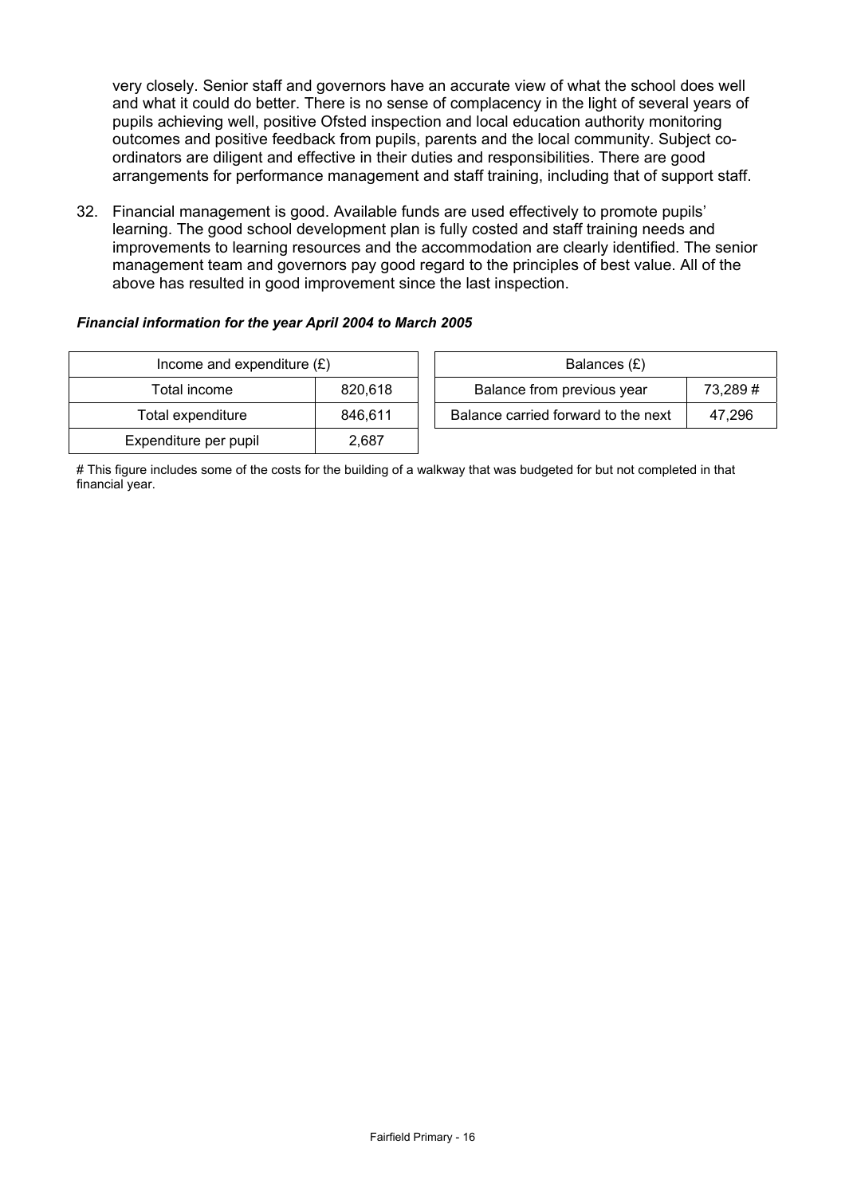very closely. Senior staff and governors have an accurate view of what the school does well and what it could do better. There is no sense of complacency in the light of several years of pupils achieving well, positive Ofsted inspection and local education authority monitoring outcomes and positive feedback from pupils, parents and the local community. Subject co-ordinators are diligent and effective in their duties and responsibilities. There are good arrangements for performance management and staff training, including that of support staff.

32. Financial management is good. Available funds are used effectively to promote pupils' learning. The good school development plan is fully costed and staff training needs and improvements to learning resources and the accommodation are clearly identified. The senior management team and governors pay good regard to the principles of best value. All of the above has resulted in good improvement since the last inspection.

***Financial information for the year April 2004 to March 2005***

| Income and expenditure (£) | |
|---|---|
| Total income | 820,618 |
| Total expenditure | 846,611 |
| Expenditure per pupil | 2,687 |

| Balances (£) | |
|---|---|
| Balance from previous year | 73,289 # |
| Balance carried forward to the next | 47,296 |

# This figure includes some of the costs for the building of a walkway that was budgeted for but not completed in that financial year.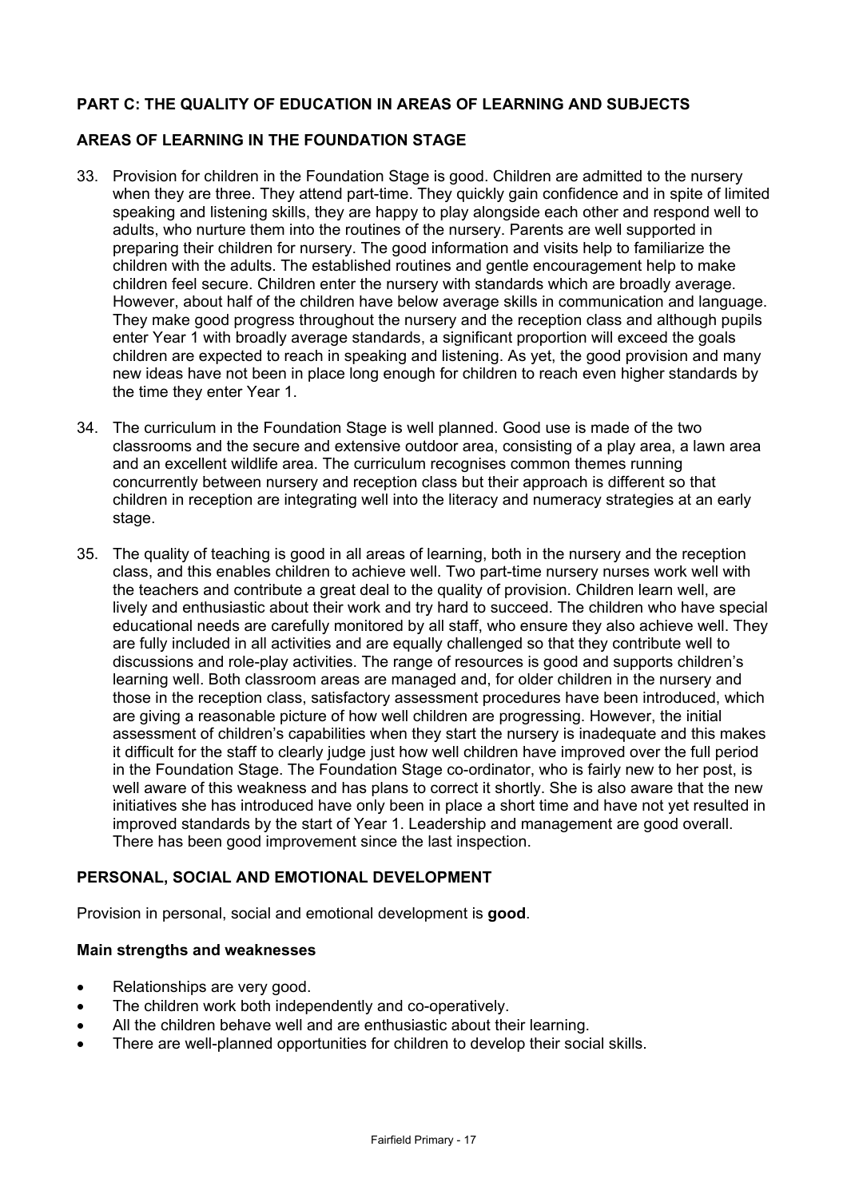## PART C: THE QUALITY OF EDUCATION IN AREAS OF LEARNING AND SUBJECTS

### AREAS OF LEARNING IN THE FOUNDATION STAGE

33. Provision for children in the Foundation Stage is good. Children are admitted to the nursery when they are three. They attend part-time. They quickly gain confidence and in spite of limited speaking and listening skills, they are happy to play alongside each other and respond well to adults, who nurture them into the routines of the nursery. Parents are well supported in preparing their children for nursery. The good information and visits help to familiarize the children with the adults. The established routines and gentle encouragement help to make children feel secure. Children enter the nursery with standards which are broadly average. However, about half of the children have below average skills in communication and language. They make good progress throughout the nursery and the reception class and although pupils enter Year 1 with broadly average standards, a significant proportion will exceed the goals children are expected to reach in speaking and listening. As yet, the good provision and many new ideas have not been in place long enough for children to reach even higher standards by the time they enter Year 1.

34. The curriculum in the Foundation Stage is well planned. Good use is made of the two classrooms and the secure and extensive outdoor area, consisting of a play area, a lawn area and an excellent wildlife area. The curriculum recognises common themes running concurrently between nursery and reception class but their approach is different so that children in reception are integrating well into the literacy and numeracy strategies at an early stage.

35. The quality of teaching is good in all areas of learning, both in the nursery and the reception class, and this enables children to achieve well. Two part-time nursery nurses work well with the teachers and contribute a great deal to the quality of provision. Children learn well, are lively and enthusiastic about their work and try hard to succeed. The children who have special educational needs are carefully monitored by all staff, who ensure they also achieve well. They are fully included in all activities and are equally challenged so that they contribute well to discussions and role-play activities. The range of resources is good and supports children's learning well. Both classroom areas are managed and, for older children in the nursery and those in the reception class, satisfactory assessment procedures have been introduced, which are giving a reasonable picture of how well children are progressing. However, the initial assessment of children's capabilities when they start the nursery is inadequate and this makes it difficult for the staff to clearly judge just how well children have improved over the full period in the Foundation Stage. The Foundation Stage co-ordinator, who is fairly new to her post, is well aware of this weakness and has plans to correct it shortly. She is also aware that the new initiatives she has introduced have only been in place a short time and have not yet resulted in improved standards by the start of Year 1. Leadership and management are good overall. There has been good improvement since the last inspection.

### PERSONAL, SOCIAL AND EMOTIONAL DEVELOPMENT

Provision in personal, social and emotional development is **good**.

#### Main strengths and weaknesses

- Relationships are very good.
- The children work both independently and co-operatively.
- All the children behave well and are enthusiastic about their learning.
- There are well-planned opportunities for children to develop their social skills.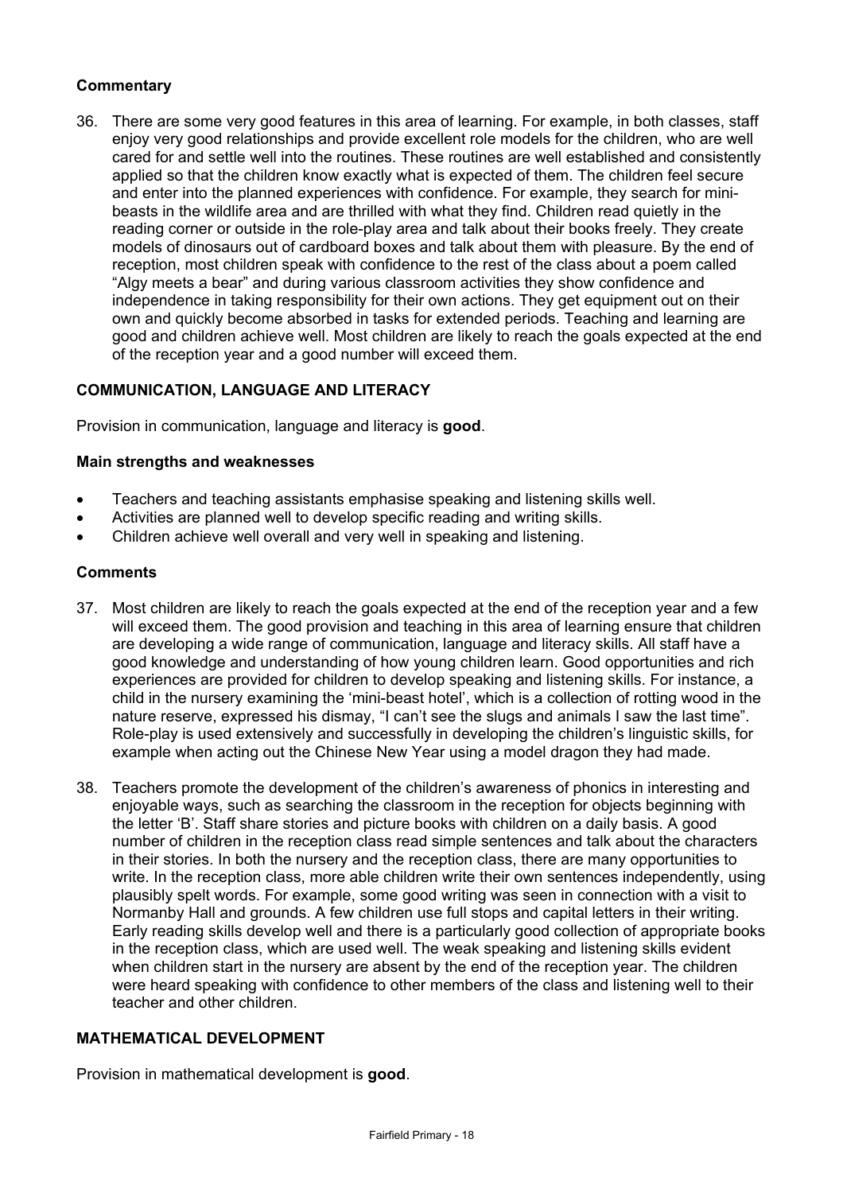### Commentary

36. There are some very good features in this area of learning. For example, in both classes, staff enjoy very good relationships and provide excellent role models for the children, who are well cared for and settle well into the routines. These routines are well established and consistently applied so that the children know exactly what is expected of them. The children feel secure and enter into the planned experiences with confidence. For example, they search for mini-beasts in the wildlife area and are thrilled with what they find. Children read quietly in the reading corner or outside in the role-play area and talk about their books freely. They create models of dinosaurs out of cardboard boxes and talk about them with pleasure. By the end of reception, most children speak with confidence to the rest of the class about a poem called "Algy meets a bear" and during various classroom activities they show confidence and independence in taking responsibility for their own actions. They get equipment out on their own and quickly become absorbed in tasks for extended periods. Teaching and learning are good and children achieve well. Most children are likely to reach the goals expected at the end of the reception year and a good number will exceed them.

## COMMUNICATION, LANGUAGE AND LITERACY

Provision in communication, language and literacy is **good**.

### Main strengths and weaknesses

- Teachers and teaching assistants emphasise speaking and listening skills well.
- Activities are planned well to develop specific reading and writing skills.
- Children achieve well overall and very well in speaking and listening.

### Comments

37. Most children are likely to reach the goals expected at the end of the reception year and a few will exceed them. The good provision and teaching in this area of learning ensure that children are developing a wide range of communication, language and literacy skills. All staff have a good knowledge and understanding of how young children learn. Good opportunities and rich experiences are provided for children to develop speaking and listening skills. For instance, a child in the nursery examining the 'mini-beast hotel', which is a collection of rotting wood in the nature reserve, expressed his dismay, "I can't see the slugs and animals I saw the last time". Role-play is used extensively and successfully in developing the children's linguistic skills, for example when acting out the Chinese New Year using a model dragon they had made.

38. Teachers promote the development of the children's awareness of phonics in interesting and enjoyable ways, such as searching the classroom in the reception for objects beginning with the letter 'B'. Staff share stories and picture books with children on a daily basis. A good number of children in the reception class read simple sentences and talk about the characters in their stories. In both the nursery and the reception class, there are many opportunities to write. In the reception class, more able children write their own sentences independently, using plausibly spelt words. For example, some good writing was seen in connection with a visit to Normanby Hall and grounds. A few children use full stops and capital letters in their writing. Early reading skills develop well and there is a particularly good collection of appropriate books in the reception class, which are used well. The weak speaking and listening skills evident when children start in the nursery are absent by the end of the reception year. The children were heard speaking with confidence to other members of the class and listening well to their teacher and other children.

## MATHEMATICAL DEVELOPMENT

Provision in mathematical development is **good**.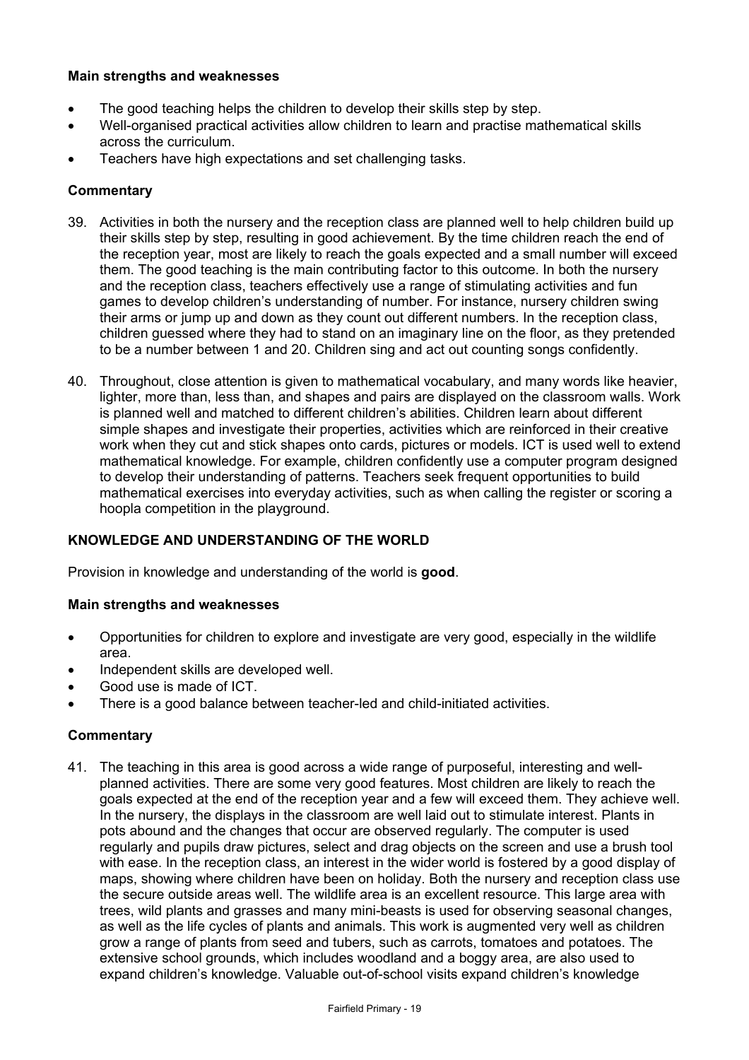### Main strengths and weaknesses

- The good teaching helps the children to develop their skills step by step.
- Well-organised practical activities allow children to learn and practise mathematical skills across the curriculum.
- Teachers have high expectations and set challenging tasks.

### Commentary

39. Activities in both the nursery and the reception class are planned well to help children build up their skills step by step, resulting in good achievement. By the time children reach the end of the reception year, most are likely to reach the goals expected and a small number will exceed them. The good teaching is the main contributing factor to this outcome. In both the nursery and the reception class, teachers effectively use a range of stimulating activities and fun games to develop children's understanding of number. For instance, nursery children swing their arms or jump up and down as they count out different numbers. In the reception class, children guessed where they had to stand on an imaginary line on the floor, as they pretended to be a number between 1 and 20. Children sing and act out counting songs confidently.

40. Throughout, close attention is given to mathematical vocabulary, and many words like heavier, lighter, more than, less than, and shapes and pairs are displayed on the classroom walls. Work is planned well and matched to different children's abilities. Children learn about different simple shapes and investigate their properties, activities which are reinforced in their creative work when they cut and stick shapes onto cards, pictures or models. ICT is used well to extend mathematical knowledge. For example, children confidently use a computer program designed to develop their understanding of patterns. Teachers seek frequent opportunities to build mathematical exercises into everyday activities, such as when calling the register or scoring a hoopla competition in the playground.

## KNOWLEDGE AND UNDERSTANDING OF THE WORLD

Provision in knowledge and understanding of the world is **good**.

### Main strengths and weaknesses

- Opportunities for children to explore and investigate are very good, especially in the wildlife area.
- Independent skills are developed well.
- Good use is made of ICT.
- There is a good balance between teacher-led and child-initiated activities.

### Commentary

41. The teaching in this area is good across a wide range of purposeful, interesting and well-planned activities. There are some very good features. Most children are likely to reach the goals expected at the end of the reception year and a few will exceed them. They achieve well. In the nursery, the displays in the classroom are well laid out to stimulate interest. Plants in pots abound and the changes that occur are observed regularly. The computer is used regularly and pupils draw pictures, select and drag objects on the screen and use a brush tool with ease. In the reception class, an interest in the wider world is fostered by a good display of maps, showing where children have been on holiday. Both the nursery and reception class use the secure outside areas well. The wildlife area is an excellent resource. This large area with trees, wild plants and grasses and many mini-beasts is used for observing seasonal changes, as well as the life cycles of plants and animals. This work is augmented very well as children grow a range of plants from seed and tubers, such as carrots, tomatoes and potatoes. The extensive school grounds, which includes woodland and a boggy area, are also used to expand children's knowledge. Valuable out-of-school visits expand children's knowledge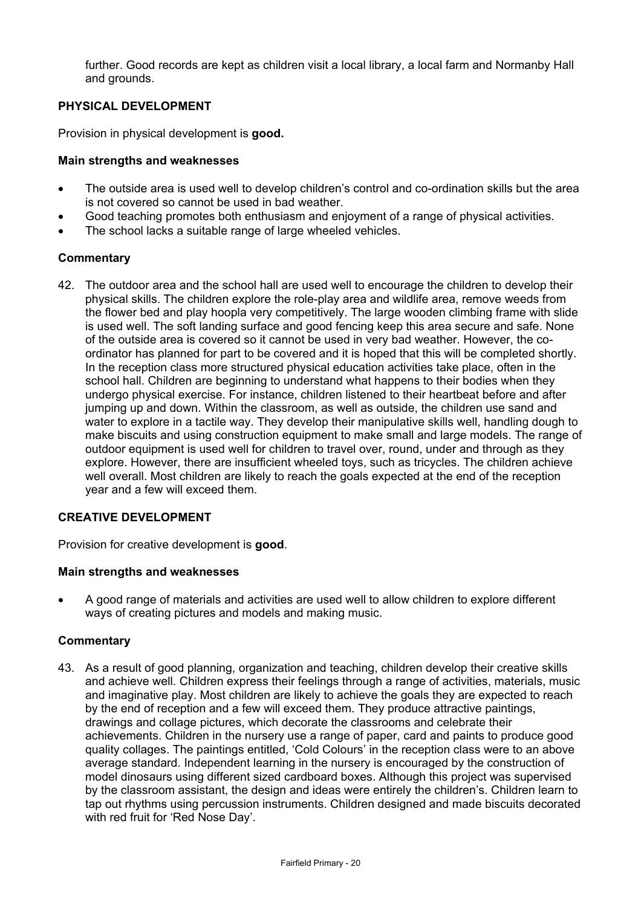further. Good records are kept as children visit a local library, a local farm and Normanby Hall and grounds.

### PHYSICAL DEVELOPMENT

Provision in physical development is **good.**

#### Main strengths and weaknesses

- The outside area is used well to develop children's control and co-ordination skills but the area is not covered so cannot be used in bad weather.
- Good teaching promotes both enthusiasm and enjoyment of a range of physical activities.
- The school lacks a suitable range of large wheeled vehicles.

#### Commentary

42. The outdoor area and the school hall are used well to encourage the children to develop their physical skills. The children explore the role-play area and wildlife area, remove weeds from the flower bed and play hoopla very competitively. The large wooden climbing frame with slide is used well. The soft landing surface and good fencing keep this area secure and safe. None of the outside area is covered so it cannot be used in very bad weather. However, the co-ordinator has planned for part to be covered and it is hoped that this will be completed shortly. In the reception class more structured physical education activities take place, often in the school hall. Children are beginning to understand what happens to their bodies when they undergo physical exercise. For instance, children listened to their heartbeat before and after jumping up and down. Within the classroom, as well as outside, the children use sand and water to explore in a tactile way. They develop their manipulative skills well, handling dough to make biscuits and using construction equipment to make small and large models. The range of outdoor equipment is used well for children to travel over, round, under and through as they explore. However, there are insufficient wheeled toys, such as tricycles. The children achieve well overall. Most children are likely to reach the goals expected at the end of the reception year and a few will exceed them.

### CREATIVE DEVELOPMENT

Provision for creative development is **good**.

#### Main strengths and weaknesses

- A good range of materials and activities are used well to allow children to explore different ways of creating pictures and models and making music.

#### Commentary

43. As a result of good planning, organization and teaching, children develop their creative skills and achieve well. Children express their feelings through a range of activities, materials, music and imaginative play. Most children are likely to achieve the goals they are expected to reach by the end of reception and a few will exceed them. They produce attractive paintings, drawings and collage pictures, which decorate the classrooms and celebrate their achievements. Children in the nursery use a range of paper, card and paints to produce good quality collages. The paintings entitled, 'Cold Colours' in the reception class were to an above average standard. Independent learning in the nursery is encouraged by the construction of model dinosaurs using different sized cardboard boxes. Although this project was supervised by the classroom assistant, the design and ideas were entirely the children's. Children learn to tap out rhythms using percussion instruments. Children designed and made biscuits decorated with red fruit for 'Red Nose Day'.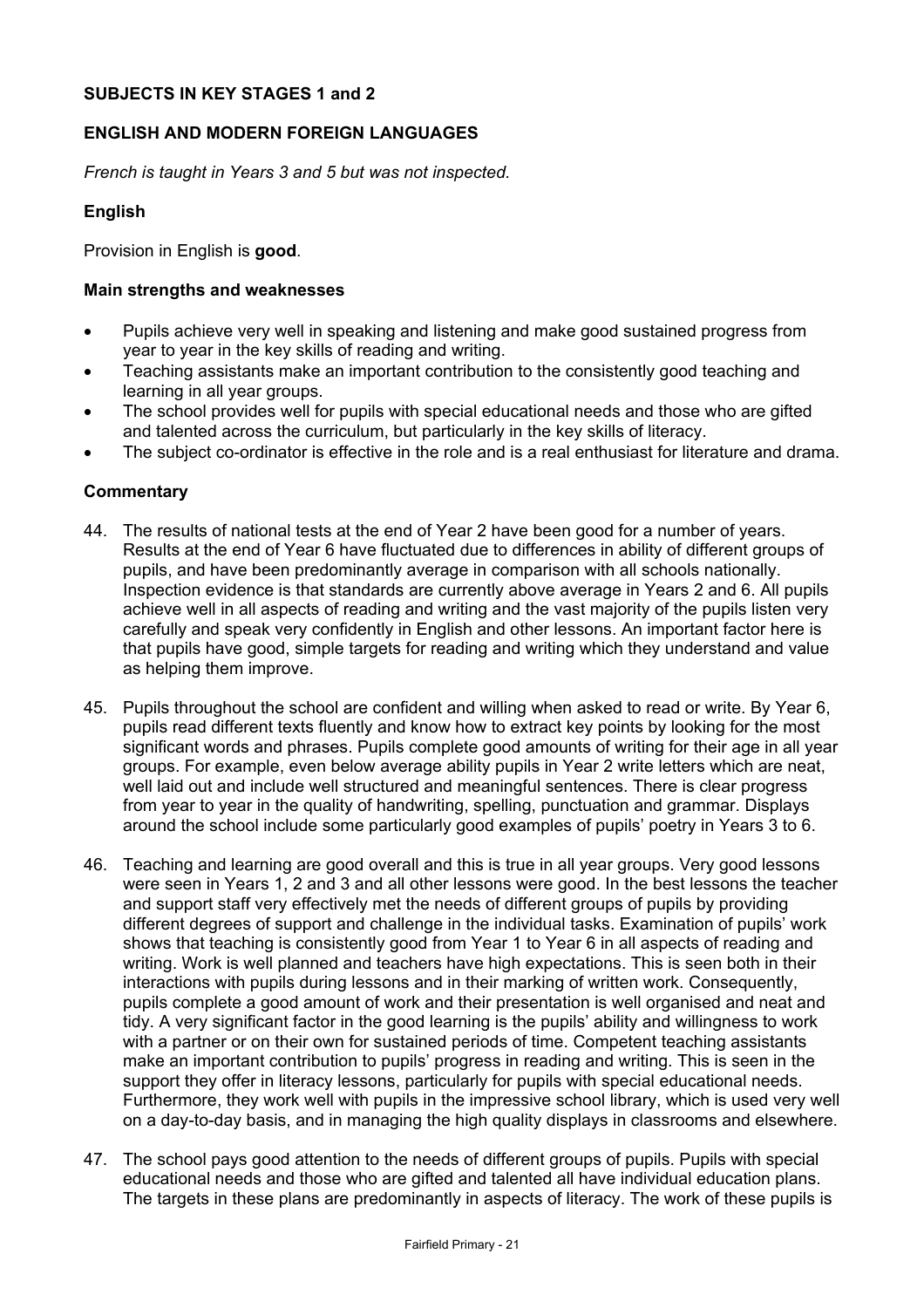**SUBJECTS IN KEY STAGES 1 and 2**

**ENGLISH AND MODERN FOREIGN LANGUAGES**

*French is taught in Years 3 and 5 but was not inspected.*

**English**

Provision in English is **good**.

**Main strengths and weaknesses**

- Pupils achieve very well in speaking and listening and make good sustained progress from year to year in the key skills of reading and writing.
- Teaching assistants make an important contribution to the consistently good teaching and learning in all year groups.
- The school provides well for pupils with special educational needs and those who are gifted and talented across the curriculum, but particularly in the key skills of literacy.
- The subject co-ordinator is effective in the role and is a real enthusiast for literature and drama.

**Commentary**

44. The results of national tests at the end of Year 2 have been good for a number of years. Results at the end of Year 6 have fluctuated due to differences in ability of different groups of pupils, and have been predominantly average in comparison with all schools nationally. Inspection evidence is that standards are currently above average in Years 2 and 6. All pupils achieve well in all aspects of reading and writing and the vast majority of the pupils listen very carefully and speak very confidently in English and other lessons. An important factor here is that pupils have good, simple targets for reading and writing which they understand and value as helping them improve.

45. Pupils throughout the school are confident and willing when asked to read or write. By Year 6, pupils read different texts fluently and know how to extract key points by looking for the most significant words and phrases. Pupils complete good amounts of writing for their age in all year groups. For example, even below average ability pupils in Year 2 write letters which are neat, well laid out and include well structured and meaningful sentences. There is clear progress from year to year in the quality of handwriting, spelling, punctuation and grammar. Displays around the school include some particularly good examples of pupils' poetry in Years 3 to 6.

46. Teaching and learning are good overall and this is true in all year groups. Very good lessons were seen in Years 1, 2 and 3 and all other lessons were good. In the best lessons the teacher and support staff very effectively met the needs of different groups of pupils by providing different degrees of support and challenge in the individual tasks. Examination of pupils' work shows that teaching is consistently good from Year 1 to Year 6 in all aspects of reading and writing. Work is well planned and teachers have high expectations. This is seen both in their interactions with pupils during lessons and in their marking of written work. Consequently, pupils complete a good amount of work and their presentation is well organised and neat and tidy. A very significant factor in the good learning is the pupils' ability and willingness to work with a partner or on their own for sustained periods of time. Competent teaching assistants make an important contribution to pupils' progress in reading and writing. This is seen in the support they offer in literacy lessons, particularly for pupils with special educational needs. Furthermore, they work well with pupils in the impressive school library, which is used very well on a day-to-day basis, and in managing the high quality displays in classrooms and elsewhere.

47. The school pays good attention to the needs of different groups of pupils. Pupils with special educational needs and those who are gifted and talented all have individual education plans. The targets in these plans are predominantly in aspects of literacy. The work of these pupils is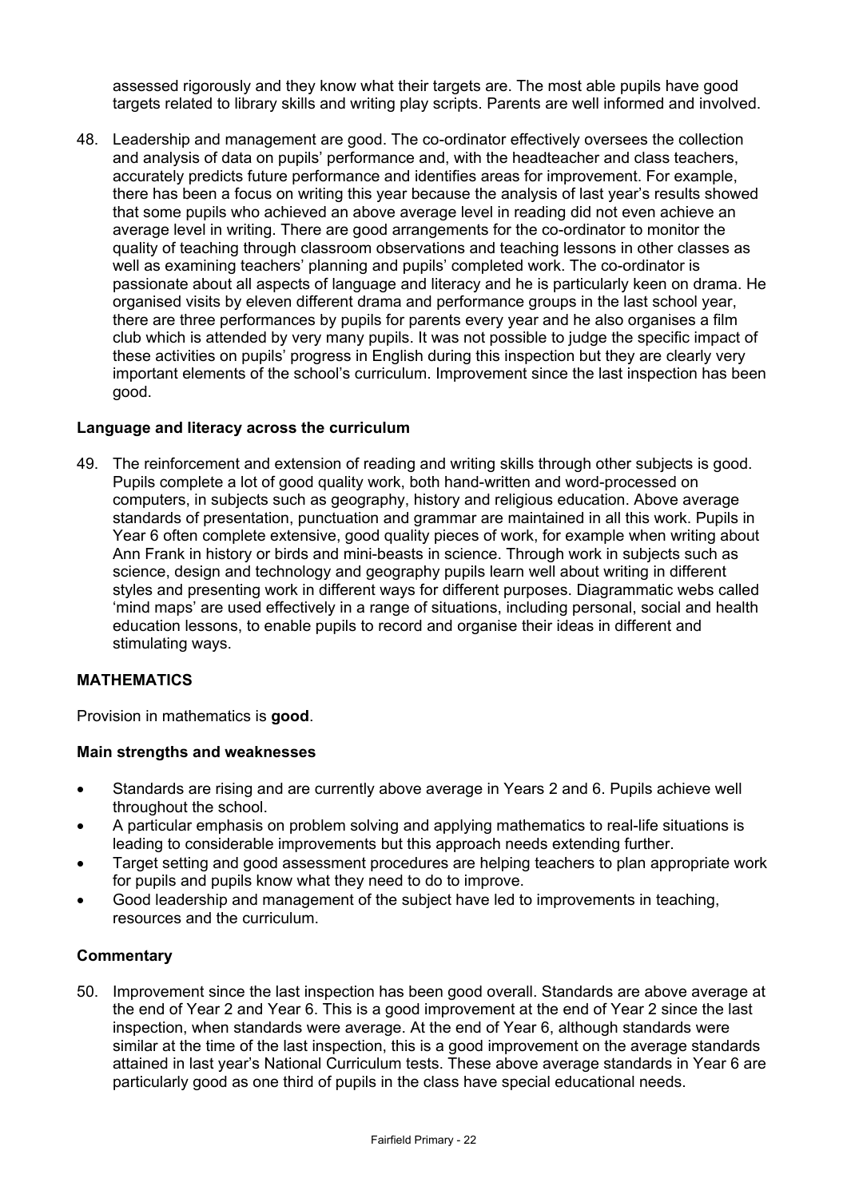assessed rigorously and they know what their targets are. The most able pupils have good targets related to library skills and writing play scripts. Parents are well informed and involved.

48. Leadership and management are good. The co-ordinator effectively oversees the collection and analysis of data on pupils' performance and, with the headteacher and class teachers, accurately predicts future performance and identifies areas for improvement. For example, there has been a focus on writing this year because the analysis of last year's results showed that some pupils who achieved an above average level in reading did not even achieve an average level in writing. There are good arrangements for the co-ordinator to monitor the quality of teaching through classroom observations and teaching lessons in other classes as well as examining teachers' planning and pupils' completed work. The co-ordinator is passionate about all aspects of language and literacy and he is particularly keen on drama. He organised visits by eleven different drama and performance groups in the last school year, there are three performances by pupils for parents every year and he also organises a film club which is attended by very many pupils. It was not possible to judge the specific impact of these activities on pupils' progress in English during this inspection but they are clearly very important elements of the school's curriculum. Improvement since the last inspection has been good.

### Language and literacy across the curriculum

49. The reinforcement and extension of reading and writing skills through other subjects is good. Pupils complete a lot of good quality work, both hand-written and word-processed on computers, in subjects such as geography, history and religious education. Above average standards of presentation, punctuation and grammar are maintained in all this work. Pupils in Year 6 often complete extensive, good quality pieces of work, for example when writing about Ann Frank in history or birds and mini-beasts in science. Through work in subjects such as science, design and technology and geography pupils learn well about writing in different styles and presenting work in different ways for different purposes. Diagrammatic webs called 'mind maps' are used effectively in a range of situations, including personal, social and health education lessons, to enable pupils to record and organise their ideas in different and stimulating ways.

## MATHEMATICS

Provision in mathematics is **good**.

### Main strengths and weaknesses

- Standards are rising and are currently above average in Years 2 and 6. Pupils achieve well throughout the school.
- A particular emphasis on problem solving and applying mathematics to real-life situations is leading to considerable improvements but this approach needs extending further.
- Target setting and good assessment procedures are helping teachers to plan appropriate work for pupils and pupils know what they need to do to improve.
- Good leadership and management of the subject have led to improvements in teaching, resources and the curriculum.

### Commentary

50. Improvement since the last inspection has been good overall. Standards are above average at the end of Year 2 and Year 6. This is a good improvement at the end of Year 2 since the last inspection, when standards were average. At the end of Year 6, although standards were similar at the time of the last inspection, this is a good improvement on the average standards attained in last year's National Curriculum tests. These above average standards in Year 6 are particularly good as one third of pupils in the class have special educational needs.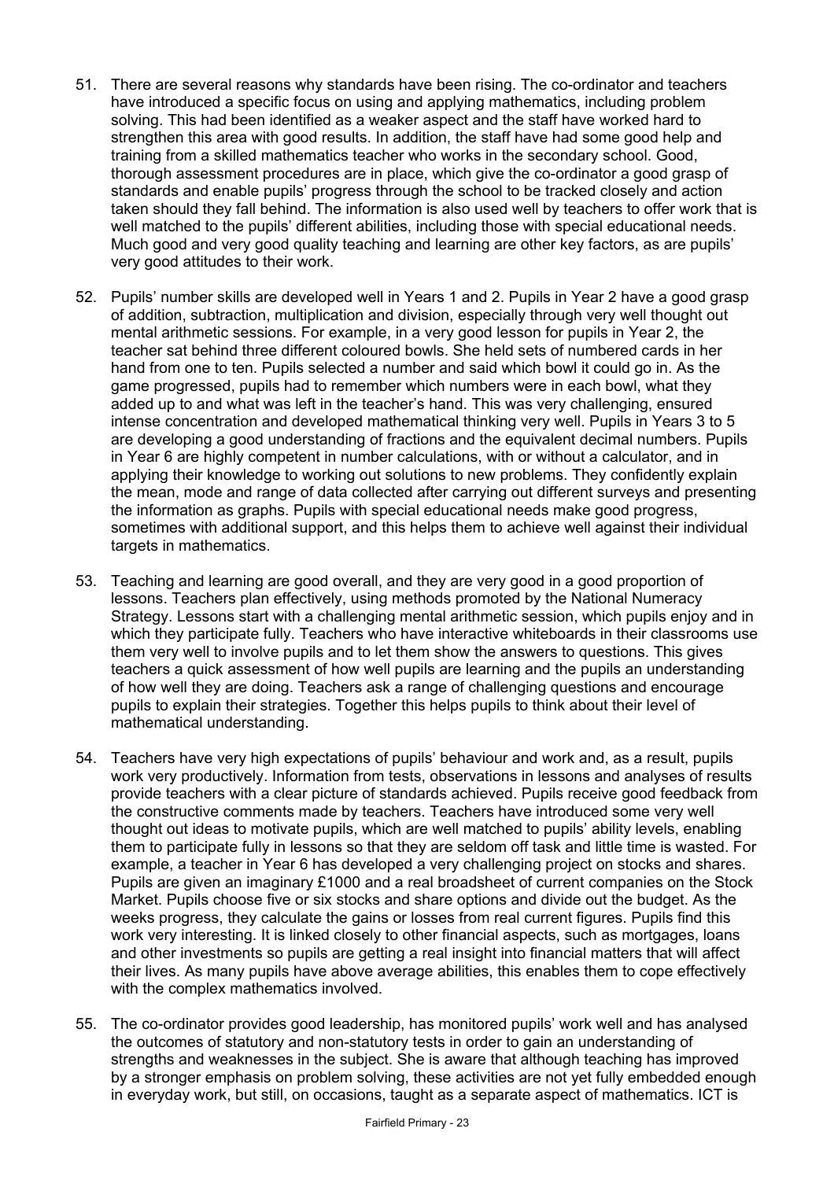51. There are several reasons why standards have been rising. The co-ordinator and teachers have introduced a specific focus on using and applying mathematics, including problem solving. This had been identified as a weaker aspect and the staff have worked hard to strengthen this area with good results. In addition, the staff have had some good help and training from a skilled mathematics teacher who works in the secondary school. Good, thorough assessment procedures are in place, which give the co-ordinator a good grasp of standards and enable pupils' progress through the school to be tracked closely and action taken should they fall behind. The information is also used well by teachers to offer work that is well matched to the pupils' different abilities, including those with special educational needs. Much good and very good quality teaching and learning are other key factors, as are pupils' very good attitudes to their work.

52. Pupils' number skills are developed well in Years 1 and 2. Pupils in Year 2 have a good grasp of addition, subtraction, multiplication and division, especially through very well thought out mental arithmetic sessions. For example, in a very good lesson for pupils in Year 2, the teacher sat behind three different coloured bowls. She held sets of numbered cards in her hand from one to ten. Pupils selected a number and said which bowl it could go in. As the game progressed, pupils had to remember which numbers were in each bowl, what they added up to and what was left in the teacher's hand. This was very challenging, ensured intense concentration and developed mathematical thinking very well. Pupils in Years 3 to 5 are developing a good understanding of fractions and the equivalent decimal numbers. Pupils in Year 6 are highly competent in number calculations, with or without a calculator, and in applying their knowledge to working out solutions to new problems. They confidently explain the mean, mode and range of data collected after carrying out different surveys and presenting the information as graphs. Pupils with special educational needs make good progress, sometimes with additional support, and this helps them to achieve well against their individual targets in mathematics.

53. Teaching and learning are good overall, and they are very good in a good proportion of lessons. Teachers plan effectively, using methods promoted by the National Numeracy Strategy. Lessons start with a challenging mental arithmetic session, which pupils enjoy and in which they participate fully. Teachers who have interactive whiteboards in their classrooms use them very well to involve pupils and to let them show the answers to questions. This gives teachers a quick assessment of how well pupils are learning and the pupils an understanding of how well they are doing. Teachers ask a range of challenging questions and encourage pupils to explain their strategies. Together this helps pupils to think about their level of mathematical understanding.

54. Teachers have very high expectations of pupils' behaviour and work and, as a result, pupils work very productively. Information from tests, observations in lessons and analyses of results provide teachers with a clear picture of standards achieved. Pupils receive good feedback from the constructive comments made by teachers. Teachers have introduced some very well thought out ideas to motivate pupils, which are well matched to pupils' ability levels, enabling them to participate fully in lessons so that they are seldom off task and little time is wasted. For example, a teacher in Year 6 has developed a very challenging project on stocks and shares. Pupils are given an imaginary £1000 and a real broadsheet of current companies on the Stock Market. Pupils choose five or six stocks and share options and divide out the budget. As the weeks progress, they calculate the gains or losses from real current figures. Pupils find this work very interesting. It is linked closely to other financial aspects, such as mortgages, loans and other investments so pupils are getting a real insight into financial matters that will affect their lives. As many pupils have above average abilities, this enables them to cope effectively with the complex mathematics involved.

55. The co-ordinator provides good leadership, has monitored pupils' work well and has analysed the outcomes of statutory and non-statutory tests in order to gain an understanding of strengths and weaknesses in the subject. She is aware that although teaching has improved by a stronger emphasis on problem solving, these activities are not yet fully embedded enough in everyday work, but still, on occasions, taught as a separate aspect of mathematics. ICT is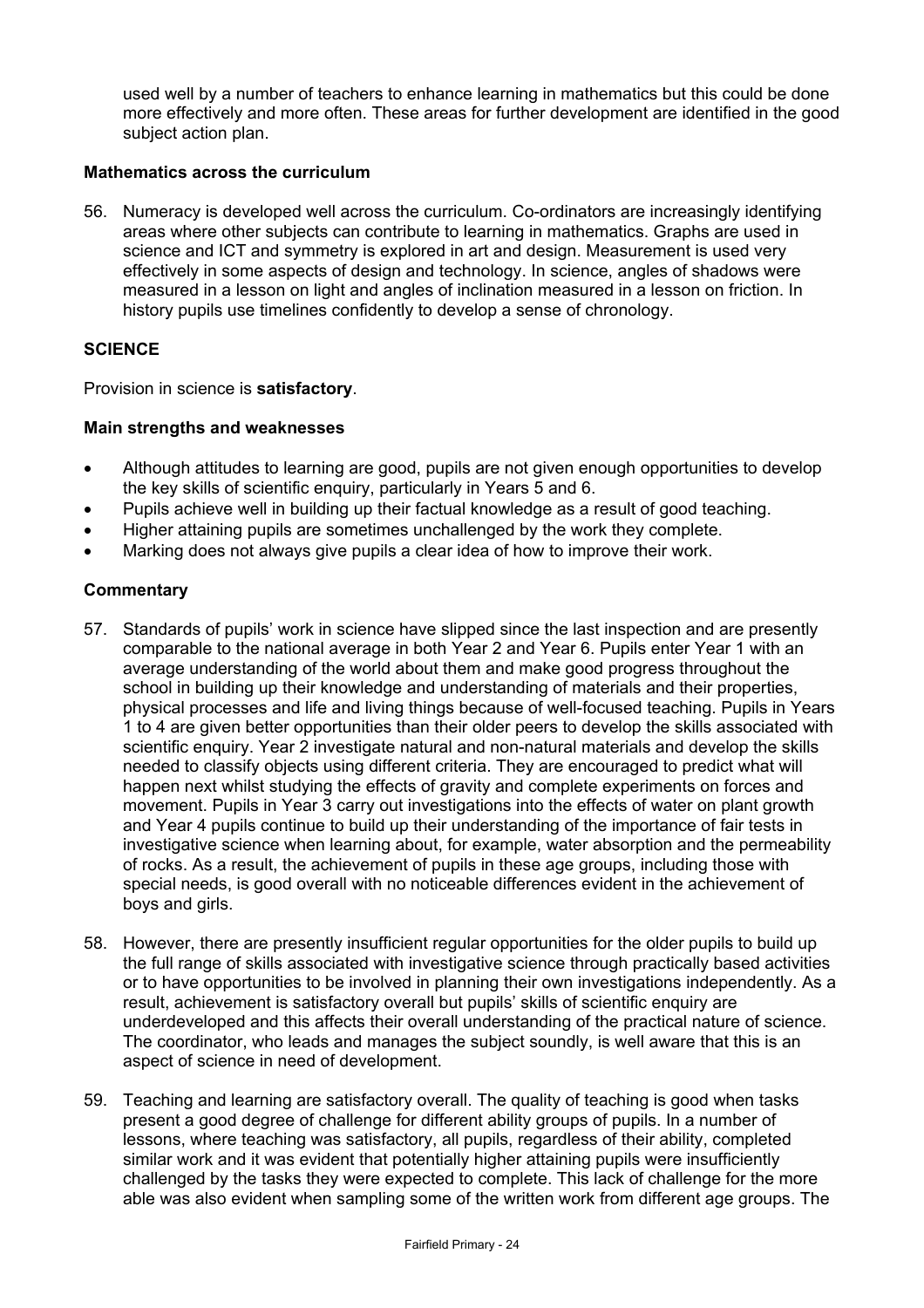used well by a number of teachers to enhance learning in mathematics but this could be done more effectively and more often. These areas for further development are identified in the good subject action plan.

**Mathematics across the curriculum**

56. Numeracy is developed well across the curriculum. Co-ordinators are increasingly identifying areas where other subjects can contribute to learning in mathematics. Graphs are used in science and ICT and symmetry is explored in art and design. Measurement is used very effectively in some aspects of design and technology. In science, angles of shadows were measured in a lesson on light and angles of inclination measured in a lesson on friction. In history pupils use timelines confidently to develop a sense of chronology.

## SCIENCE

Provision in science is **satisfactory**.

**Main strengths and weaknesses**

- Although attitudes to learning are good, pupils are not given enough opportunities to develop the key skills of scientific enquiry, particularly in Years 5 and 6.
- Pupils achieve well in building up their factual knowledge as a result of good teaching.
- Higher attaining pupils are sometimes unchallenged by the work they complete.
- Marking does not always give pupils a clear idea of how to improve their work.

**Commentary**

57. Standards of pupils' work in science have slipped since the last inspection and are presently comparable to the national average in both Year 2 and Year 6. Pupils enter Year 1 with an average understanding of the world about them and make good progress throughout the school in building up their knowledge and understanding of materials and their properties, physical processes and life and living things because of well-focused teaching. Pupils in Years 1 to 4 are given better opportunities than their older peers to develop the skills associated with scientific enquiry. Year 2 investigate natural and non-natural materials and develop the skills needed to classify objects using different criteria. They are encouraged to predict what will happen next whilst studying the effects of gravity and complete experiments on forces and movement. Pupils in Year 3 carry out investigations into the effects of water on plant growth and Year 4 pupils continue to build up their understanding of the importance of fair tests in investigative science when learning about, for example, water absorption and the permeability of rocks. As a result, the achievement of pupils in these age groups, including those with special needs, is good overall with no noticeable differences evident in the achievement of boys and girls.

58. However, there are presently insufficient regular opportunities for the older pupils to build up the full range of skills associated with investigative science through practically based activities or to have opportunities to be involved in planning their own investigations independently. As a result, achievement is satisfactory overall but pupils' skills of scientific enquiry are underdeveloped and this affects their overall understanding of the practical nature of science. The coordinator, who leads and manages the subject soundly, is well aware that this is an aspect of science in need of development.

59. Teaching and learning are satisfactory overall. The quality of teaching is good when tasks present a good degree of challenge for different ability groups of pupils. In a number of lessons, where teaching was satisfactory, all pupils, regardless of their ability, completed similar work and it was evident that potentially higher attaining pupils were insufficiently challenged by the tasks they were expected to complete. This lack of challenge for the more able was also evident when sampling some of the written work from different age groups. The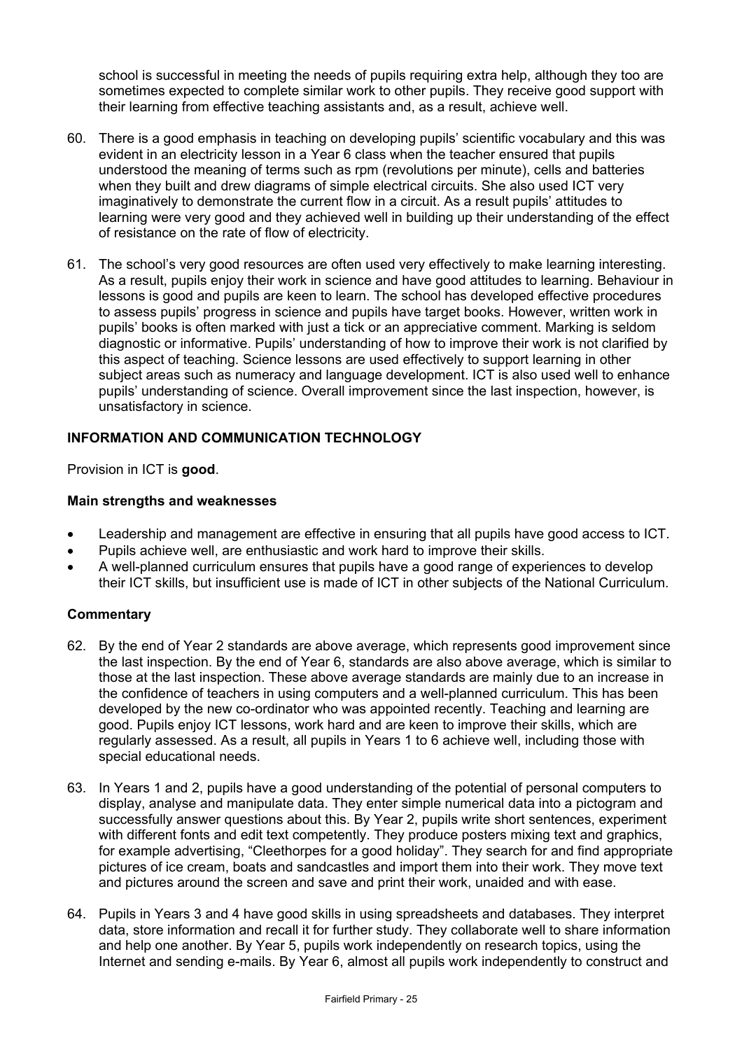school is successful in meeting the needs of pupils requiring extra help, although they too are sometimes expected to complete similar work to other pupils. They receive good support with their learning from effective teaching assistants and, as a result, achieve well.

60. There is a good emphasis in teaching on developing pupils' scientific vocabulary and this was evident in an electricity lesson in a Year 6 class when the teacher ensured that pupils understood the meaning of terms such as rpm (revolutions per minute), cells and batteries when they built and drew diagrams of simple electrical circuits. She also used ICT very imaginatively to demonstrate the current flow in a circuit. As a result pupils' attitudes to learning were very good and they achieved well in building up their understanding of the effect of resistance on the rate of flow of electricity.

61. The school's very good resources are often used very effectively to make learning interesting. As a result, pupils enjoy their work in science and have good attitudes to learning. Behaviour in lessons is good and pupils are keen to learn. The school has developed effective procedures to assess pupils' progress in science and pupils have target books. However, written work in pupils' books is often marked with just a tick or an appreciative comment. Marking is seldom diagnostic or informative. Pupils' understanding of how to improve their work is not clarified by this aspect of teaching. Science lessons are used effectively to support learning in other subject areas such as numeracy and language development. ICT is also used well to enhance pupils' understanding of science. Overall improvement since the last inspection, however, is unsatisfactory in science.

## INFORMATION AND COMMUNICATION TECHNOLOGY

Provision in ICT is **good**.

### Main strengths and weaknesses

- Leadership and management are effective in ensuring that all pupils have good access to ICT.
- Pupils achieve well, are enthusiastic and work hard to improve their skills.
- A well-planned curriculum ensures that pupils have a good range of experiences to develop their ICT skills, but insufficient use is made of ICT in other subjects of the National Curriculum.

### Commentary

62. By the end of Year 2 standards are above average, which represents good improvement since the last inspection. By the end of Year 6, standards are also above average, which is similar to those at the last inspection. These above average standards are mainly due to an increase in the confidence of teachers in using computers and a well-planned curriculum. This has been developed by the new co-ordinator who was appointed recently. Teaching and learning are good. Pupils enjoy ICT lessons, work hard and are keen to improve their skills, which are regularly assessed. As a result, all pupils in Years 1 to 6 achieve well, including those with special educational needs.

63. In Years 1 and 2, pupils have a good understanding of the potential of personal computers to display, analyse and manipulate data. They enter simple numerical data into a pictogram and successfully answer questions about this. By Year 2, pupils write short sentences, experiment with different fonts and edit text competently. They produce posters mixing text and graphics, for example advertising, "Cleethorpes for a good holiday". They search for and find appropriate pictures of ice cream, boats and sandcastles and import them into their work. They move text and pictures around the screen and save and print their work, unaided and with ease.

64. Pupils in Years 3 and 4 have good skills in using spreadsheets and databases. They interpret data, store information and recall it for further study. They collaborate well to share information and help one another. By Year 5, pupils work independently on research topics, using the Internet and sending e-mails. By Year 6, almost all pupils work independently to construct and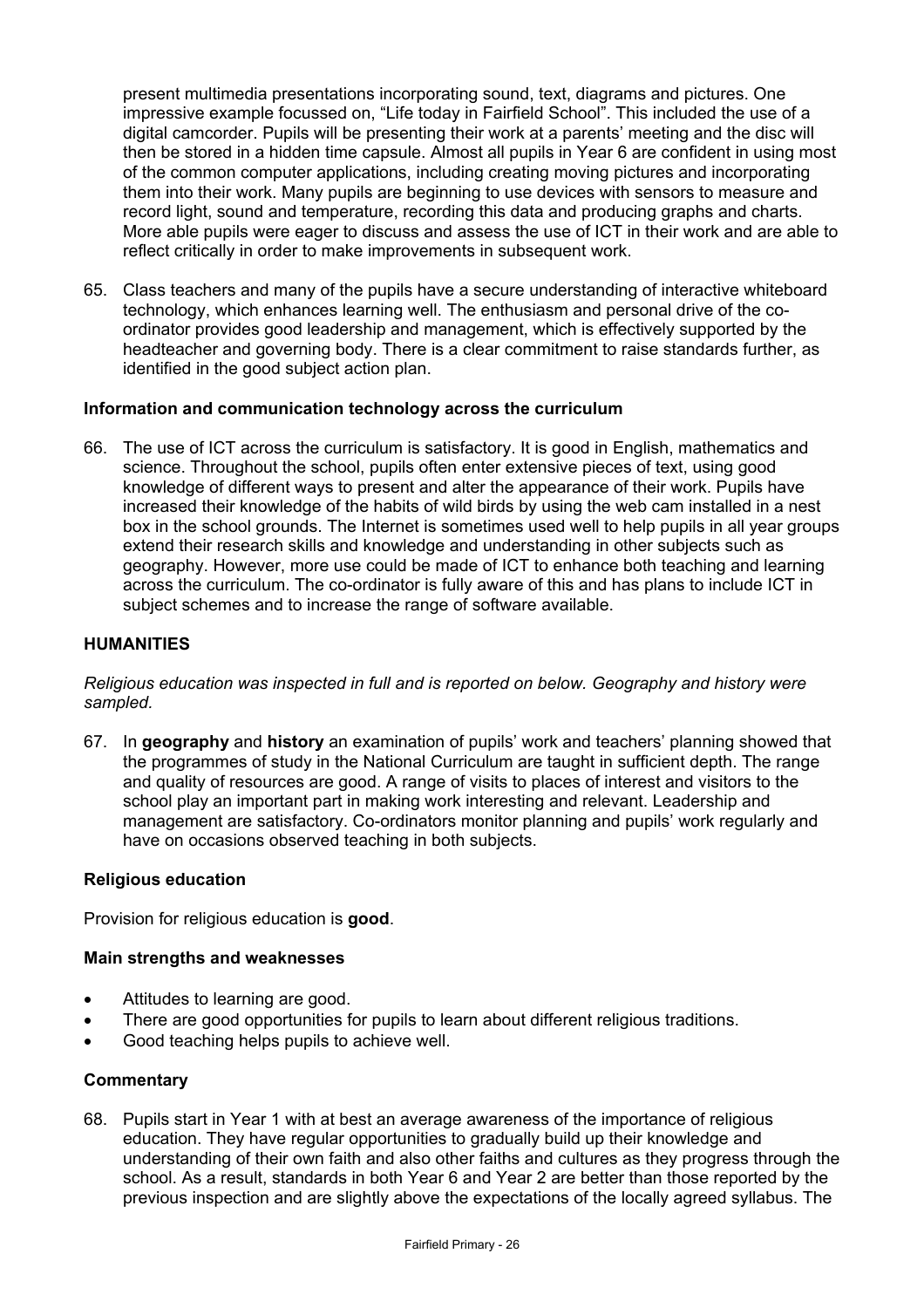present multimedia presentations incorporating sound, text, diagrams and pictures. One impressive example focussed on, "Life today in Fairfield School". This included the use of a digital camcorder. Pupils will be presenting their work at a parents' meeting and the disc will then be stored in a hidden time capsule. Almost all pupils in Year 6 are confident in using most of the common computer applications, including creating moving pictures and incorporating them into their work. Many pupils are beginning to use devices with sensors to measure and record light, sound and temperature, recording this data and producing graphs and charts. More able pupils were eager to discuss and assess the use of ICT in their work and are able to reflect critically in order to make improvements in subsequent work.

65. Class teachers and many of the pupils have a secure understanding of interactive whiteboard technology, which enhances learning well. The enthusiasm and personal drive of the co-ordinator provides good leadership and management, which is effectively supported by the headteacher and governing body. There is a clear commitment to raise standards further, as identified in the good subject action plan.

### Information and communication technology across the curriculum

66. The use of ICT across the curriculum is satisfactory. It is good in English, mathematics and science. Throughout the school, pupils often enter extensive pieces of text, using good knowledge of different ways to present and alter the appearance of their work. Pupils have increased their knowledge of the habits of wild birds by using the web cam installed in a nest box in the school grounds. The Internet is sometimes used well to help pupils in all year groups extend their research skills and knowledge and understanding in other subjects such as geography. However, more use could be made of ICT to enhance both teaching and learning across the curriculum. The co-ordinator is fully aware of this and has plans to include ICT in subject schemes and to increase the range of software available.

## HUMANITIES

*Religious education was inspected in full and is reported on below. Geography and history were sampled.*

67. In **geography** and **history** an examination of pupils' work and teachers' planning showed that the programmes of study in the National Curriculum are taught in sufficient depth. The range and quality of resources are good. A range of visits to places of interest and visitors to the school play an important part in making work interesting and relevant. Leadership and management are satisfactory. Co-ordinators monitor planning and pupils' work regularly and have on occasions observed teaching in both subjects.

### Religious education

Provision for religious education is **good**.

### Main strengths and weaknesses

- Attitudes to learning are good.
- There are good opportunities for pupils to learn about different religious traditions.
- Good teaching helps pupils to achieve well.

### Commentary

68. Pupils start in Year 1 with at best an average awareness of the importance of religious education. They have regular opportunities to gradually build up their knowledge and understanding of their own faith and also other faiths and cultures as they progress through the school. As a result, standards in both Year 6 and Year 2 are better than those reported by the previous inspection and are slightly above the expectations of the locally agreed syllabus. The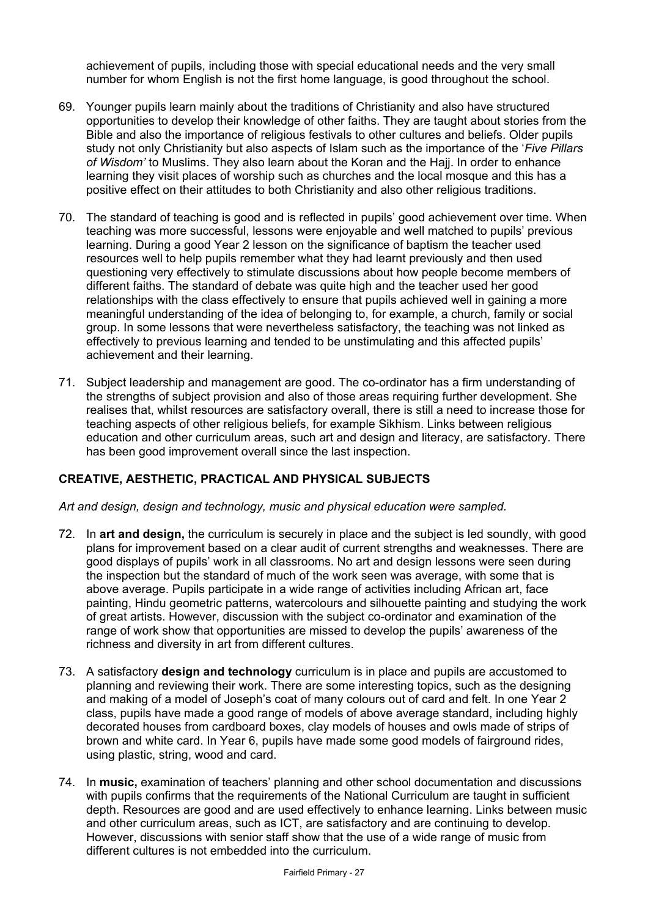achievement of pupils, including those with special educational needs and the very small number for whom English is not the first home language, is good throughout the school.

69. Younger pupils learn mainly about the traditions of Christianity and also have structured opportunities to develop their knowledge of other faiths. They are taught about stories from the Bible and also the importance of religious festivals to other cultures and beliefs. Older pupils study not only Christianity but also aspects of Islam such as the importance of the '*Five Pillars of Wisdom'* to Muslims. They also learn about the Koran and the Hajj. In order to enhance learning they visit places of worship such as churches and the local mosque and this has a positive effect on their attitudes to both Christianity and also other religious traditions.

70. The standard of teaching is good and is reflected in pupils' good achievement over time. When teaching was more successful, lessons were enjoyable and well matched to pupils' previous learning. During a good Year 2 lesson on the significance of baptism the teacher used resources well to help pupils remember what they had learnt previously and then used questioning very effectively to stimulate discussions about how people become members of different faiths. The standard of debate was quite high and the teacher used her good relationships with the class effectively to ensure that pupils achieved well in gaining a more meaningful understanding of the idea of belonging to, for example, a church, family or social group. In some lessons that were nevertheless satisfactory, the teaching was not linked as effectively to previous learning and tended to be unstimulating and this affected pupils' achievement and their learning.

71. Subject leadership and management are good. The co-ordinator has a firm understanding of the strengths of subject provision and also of those areas requiring further development. She realises that, whilst resources are satisfactory overall, there is still a need to increase those for teaching aspects of other religious beliefs, for example Sikhism. Links between religious education and other curriculum areas, such art and design and literacy, are satisfactory. There has been good improvement overall since the last inspection.

## CREATIVE, AESTHETIC, PRACTICAL AND PHYSICAL SUBJECTS

*Art and design, design and technology, music and physical education were sampled.*

72. In **art and design,** the curriculum is securely in place and the subject is led soundly, with good plans for improvement based on a clear audit of current strengths and weaknesses. There are good displays of pupils' work in all classrooms. No art and design lessons were seen during the inspection but the standard of much of the work seen was average, with some that is above average. Pupils participate in a wide range of activities including African art, face painting, Hindu geometric patterns, watercolours and silhouette painting and studying the work of great artists. However, discussion with the subject co-ordinator and examination of the range of work show that opportunities are missed to develop the pupils' awareness of the richness and diversity in art from different cultures.

73. A satisfactory **design and technology** curriculum is in place and pupils are accustomed to planning and reviewing their work. There are some interesting topics, such as the designing and making of a model of Joseph's coat of many colours out of card and felt. In one Year 2 class, pupils have made a good range of models of above average standard, including highly decorated houses from cardboard boxes, clay models of houses and owls made of strips of brown and white card. In Year 6, pupils have made some good models of fairground rides, using plastic, string, wood and card.

74. In **music,** examination of teachers' planning and other school documentation and discussions with pupils confirms that the requirements of the National Curriculum are taught in sufficient depth. Resources are good and are used effectively to enhance learning. Links between music and other curriculum areas, such as ICT, are satisfactory and are continuing to develop. However, discussions with senior staff show that the use of a wide range of music from different cultures is not embedded into the curriculum.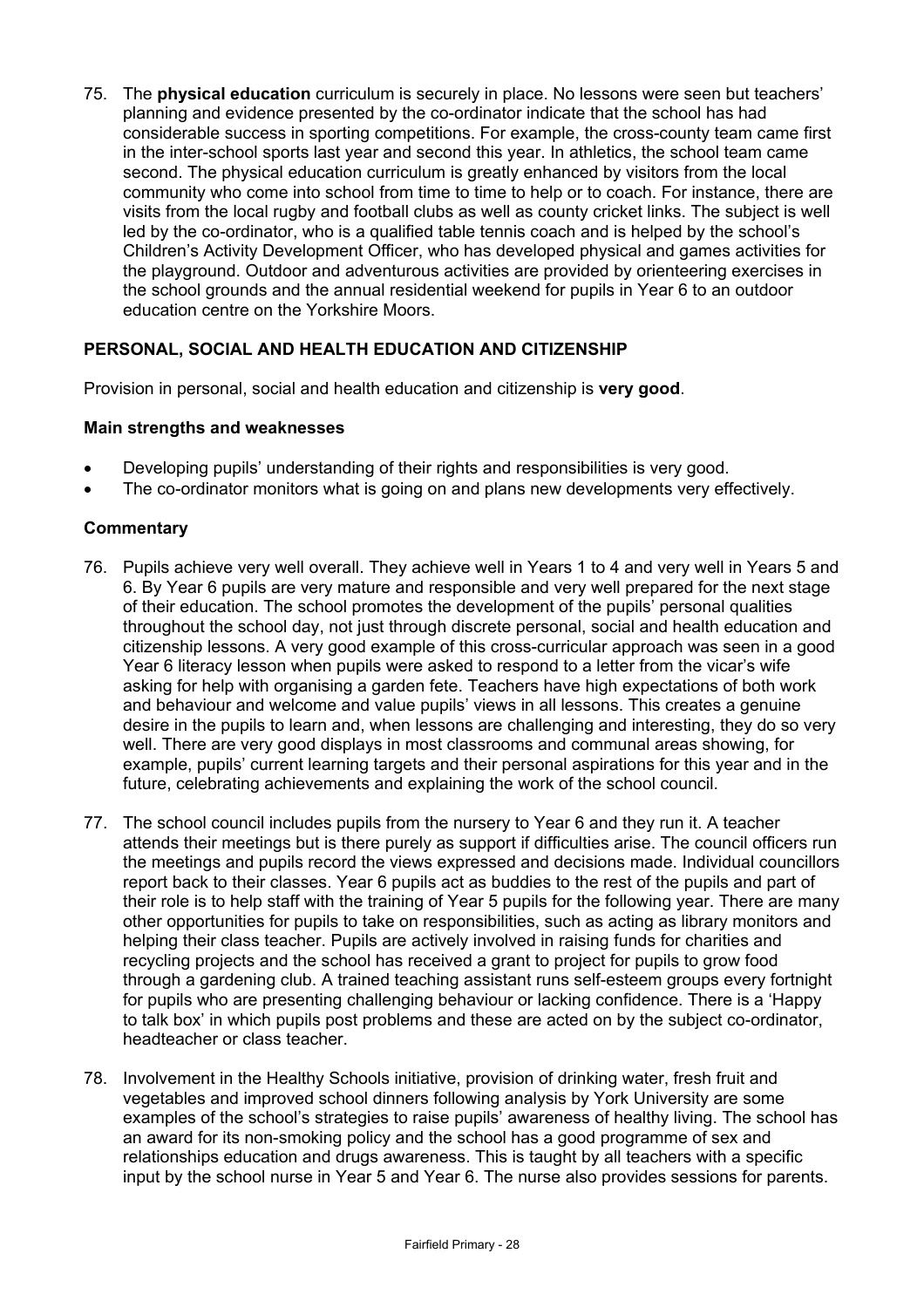75. The **physical education** curriculum is securely in place. No lessons were seen but teachers' planning and evidence presented by the co-ordinator indicate that the school has had considerable success in sporting competitions. For example, the cross-county team came first in the inter-school sports last year and second this year. In athletics, the school team came second. The physical education curriculum is greatly enhanced by visitors from the local community who come into school from time to time to help or to coach. For instance, there are visits from the local rugby and football clubs as well as county cricket links. The subject is well led by the co-ordinator, who is a qualified table tennis coach and is helped by the school's Children's Activity Development Officer, who has developed physical and games activities for the playground. Outdoor and adventurous activities are provided by orienteering exercises in the school grounds and the annual residential weekend for pupils in Year 6 to an outdoor education centre on the Yorkshire Moors.

## PERSONAL, SOCIAL AND HEALTH EDUCATION AND CITIZENSHIP

Provision in personal, social and health education and citizenship is **very good**.

### Main strengths and weaknesses

- Developing pupils' understanding of their rights and responsibilities is very good.
- The co-ordinator monitors what is going on and plans new developments very effectively.

### Commentary

76. Pupils achieve very well overall. They achieve well in Years 1 to 4 and very well in Years 5 and 6. By Year 6 pupils are very mature and responsible and very well prepared for the next stage of their education. The school promotes the development of the pupils' personal qualities throughout the school day, not just through discrete personal, social and health education and citizenship lessons. A very good example of this cross-curricular approach was seen in a good Year 6 literacy lesson when pupils were asked to respond to a letter from the vicar's wife asking for help with organising a garden fete. Teachers have high expectations of both work and behaviour and welcome and value pupils' views in all lessons. This creates a genuine desire in the pupils to learn and, when lessons are challenging and interesting, they do so very well. There are very good displays in most classrooms and communal areas showing, for example, pupils' current learning targets and their personal aspirations for this year and in the future, celebrating achievements and explaining the work of the school council.

77. The school council includes pupils from the nursery to Year 6 and they run it. A teacher attends their meetings but is there purely as support if difficulties arise. The council officers run the meetings and pupils record the views expressed and decisions made. Individual councillors report back to their classes. Year 6 pupils act as buddies to the rest of the pupils and part of their role is to help staff with the training of Year 5 pupils for the following year. There are many other opportunities for pupils to take on responsibilities, such as acting as library monitors and helping their class teacher. Pupils are actively involved in raising funds for charities and recycling projects and the school has received a grant to project for pupils to grow food through a gardening club. A trained teaching assistant runs self-esteem groups every fortnight for pupils who are presenting challenging behaviour or lacking confidence. There is a 'Happy to talk box' in which pupils post problems and these are acted on by the subject co-ordinator, headteacher or class teacher.

78. Involvement in the Healthy Schools initiative, provision of drinking water, fresh fruit and vegetables and improved school dinners following analysis by York University are some examples of the school's strategies to raise pupils' awareness of healthy living. The school has an award for its non-smoking policy and the school has a good programme of sex and relationships education and drugs awareness. This is taught by all teachers with a specific input by the school nurse in Year 5 and Year 6. The nurse also provides sessions for parents.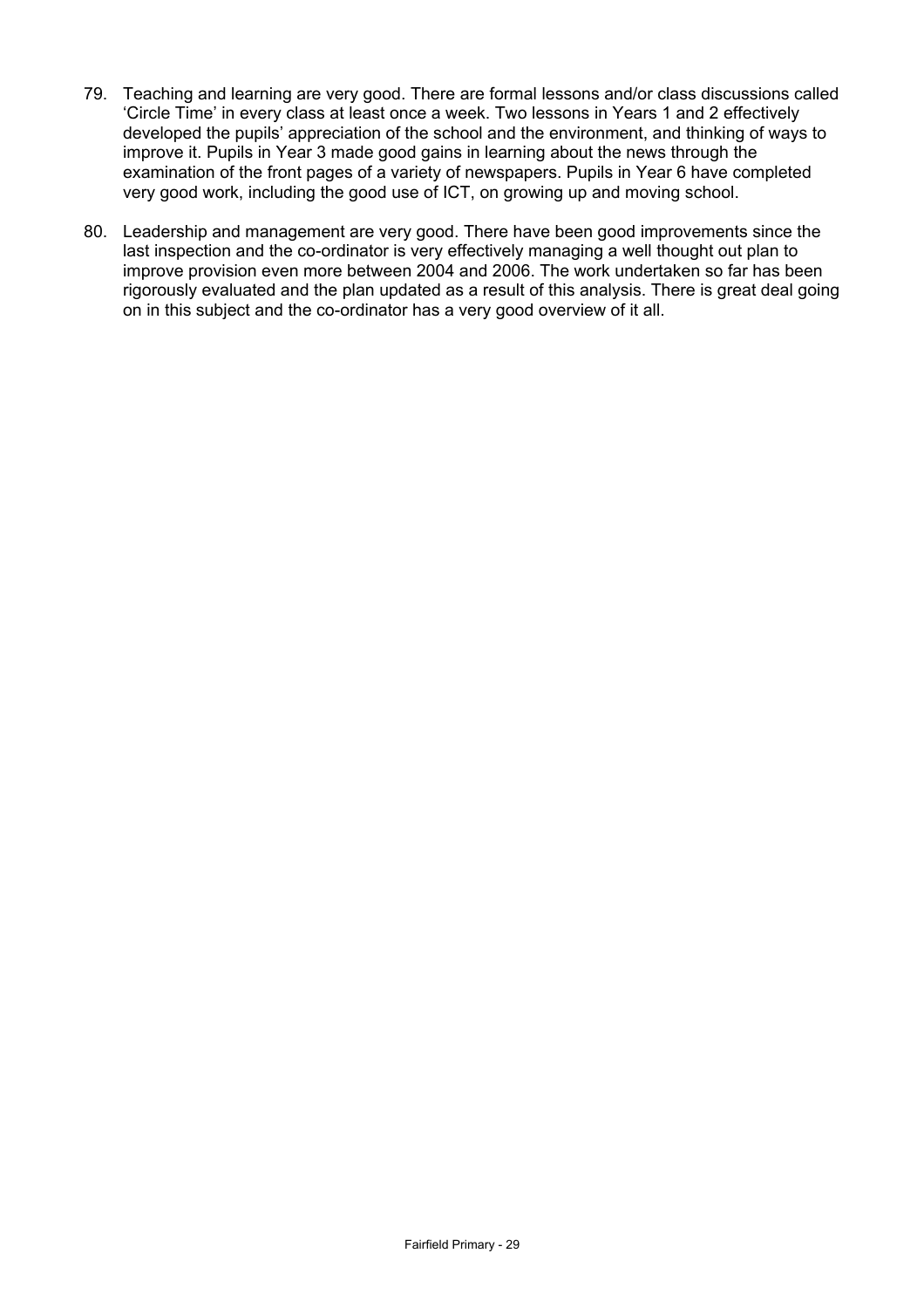79. Teaching and learning are very good. There are formal lessons and/or class discussions called 'Circle Time' in every class at least once a week. Two lessons in Years 1 and 2 effectively developed the pupils' appreciation of the school and the environment, and thinking of ways to improve it. Pupils in Year 3 made good gains in learning about the news through the examination of the front pages of a variety of newspapers. Pupils in Year 6 have completed very good work, including the good use of ICT, on growing up and moving school.

80. Leadership and management are very good. There have been good improvements since the last inspection and the co-ordinator is very effectively managing a well thought out plan to improve provision even more between 2004 and 2006. The work undertaken so far has been rigorously evaluated and the plan updated as a result of this analysis. There is great deal going on in this subject and the co-ordinator has a very good overview of it all.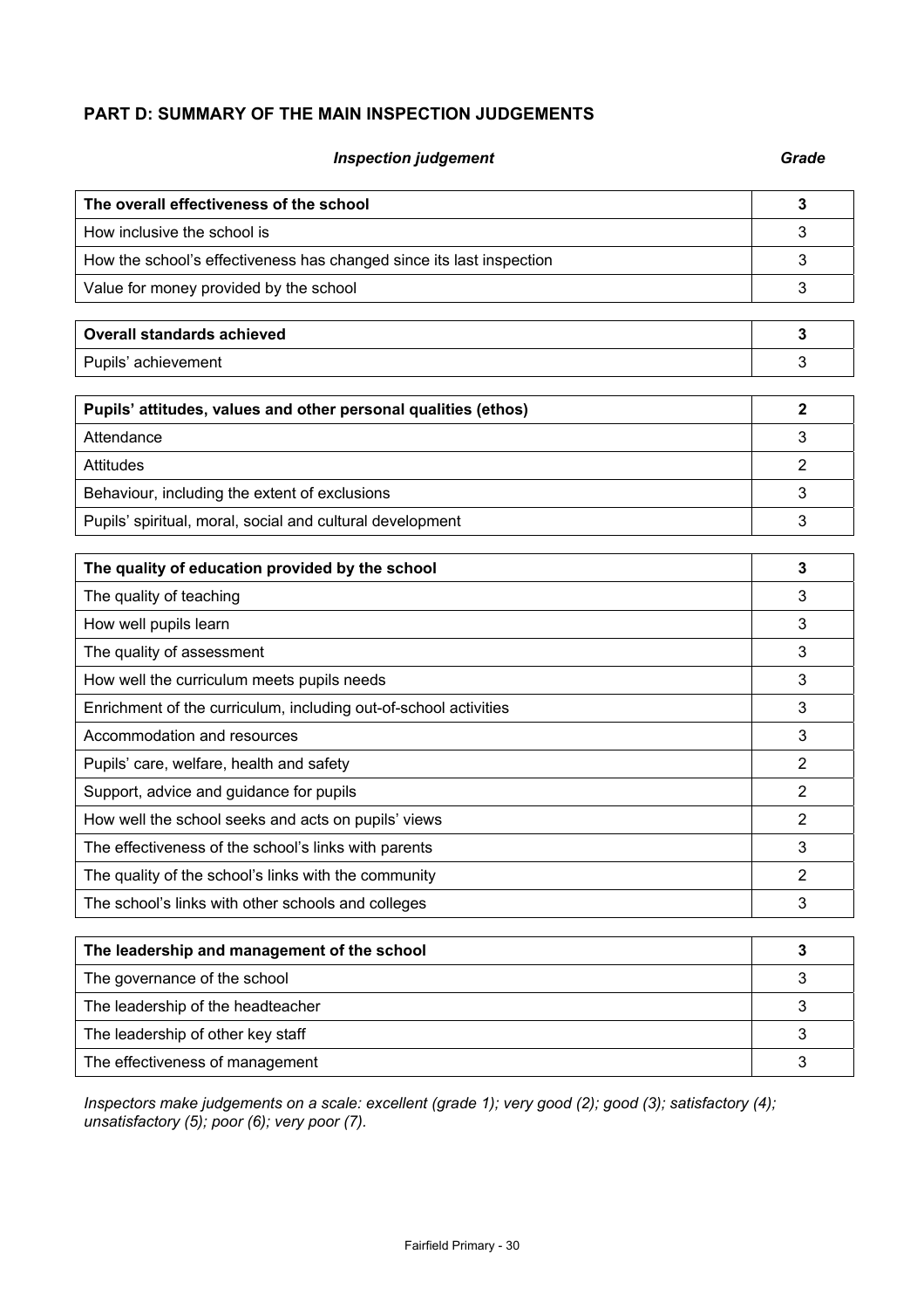## PART D: SUMMARY OF THE MAIN INSPECTION JUDGEMENTS

| *Inspection judgement* | *Grade* |
|---|---|
| **The overall effectiveness of the school** | **3** |
| How inclusive the school is | 3 |
| How the school's effectiveness has changed since its last inspection | 3 |
| Value for money provided by the school | 3 |
| **Overall standards achieved** | **3** |
| Pupils' achievement | 3 |
| **Pupils' attitudes, values and other personal qualities (ethos)** | **2** |
| Attendance | 3 |
| Attitudes | 2 |
| Behaviour, including the extent of exclusions | 3 |
| Pupils' spiritual, moral, social and cultural development | 3 |
| **The quality of education provided by the school** | **3** |
| The quality of teaching | 3 |
| How well pupils learn | 3 |
| The quality of assessment | 3 |
| How well the curriculum meets pupils needs | 3 |
| Enrichment of the curriculum, including out-of-school activities | 3 |
| Accommodation and resources | 3 |
| Pupils' care, welfare, health and safety | 2 |
| Support, advice and guidance for pupils | 2 |
| How well the school seeks and acts on pupils' views | 2 |
| The effectiveness of the school's links with parents | 3 |
| The quality of the school's links with the community | 2 |
| The school's links with other schools and colleges | 3 |
| **The leadership and management of the school** | **3** |
| The governance of the school | 3 |
| The leadership of the headteacher | 3 |
| The leadership of other key staff | 3 |
| The effectiveness of management | 3 |

*Inspectors make judgements on a scale: excellent (grade 1); very good (2); good (3); satisfactory (4); unsatisfactory (5); poor (6); very poor (7).*